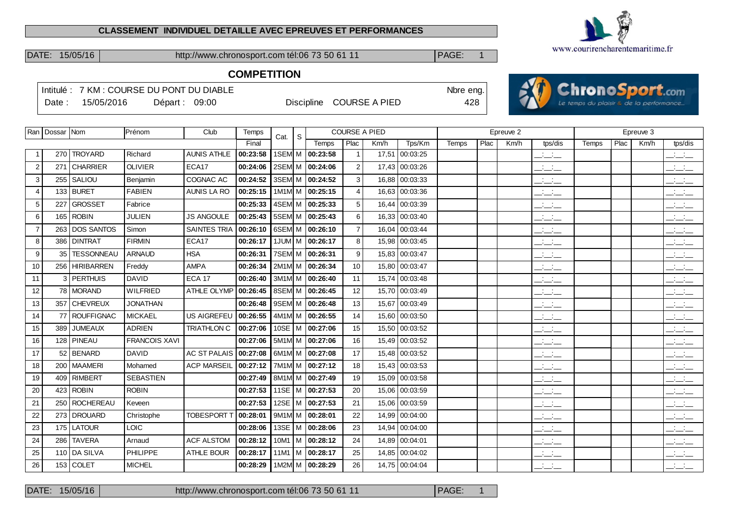**CLASSEMENT INDIVIDUEL DETAILLE AVEC EPREUVES ET PERFORMANCES**

DATE: 15/05/16 | http://www.chronosport.com tél:06 73 50 61 11 | PAGE: 1

www.courirencharentemaritime.fr

## COMPETITION

Intitulé : 7 KM : COURSE DU PONT DU DIABLE — Nbre eng. 428

Date : 15/05/2016 — Départ : 09:00 — Discipline COURSE A PIED

| Ran | Dossar | Nom | Prénom | Club | Temps | Cat. | S | COURSE A PIED | | | | Epreuve 2 | | | | Epreuve 3 | | | |
|---|---|---|---|---|---|---|---|---|---|---|---|---|---|---|---|---|---|---|---|
| | | | | | Final | | | Temps | Plac | Km/h | Tps/Km | Temps | Plac | Km/h | tps/dis | Temps | Plac | Km/h | tps/dis |
| 1 | 270 | TROYARD | Richard | AUNIS ATHLE | 00:23:58 | 1SEM | M | 00:23:58 | 1 | 17,51 | 00:03:25 | | | | __:__:__ | | | | __:__:__ |
| 2 | 271 | CHARRIER | OLIVIER | ECA17 | 00:24:06 | 2SEM | M | 00:24:06 | 2 | 17,43 | 00:03:26 | | | | __:__:__ | | | | __:__:__ |
| 3 | 255 | SALIOU | Benjamin | COGNAC AC | 00:24:52 | 3SEM | M | 00:24:52 | 3 | 16,88 | 00:03:33 | | | | __:__:__ | | | | __:__:__ |
| 4 | 133 | BURET | FABIEN | AUNIS LA RO | 00:25:15 | 1M1M | M | 00:25:15 | 4 | 16,63 | 00:03:36 | | | | __:__:__ | | | | __:__:__ |
| 5 | 227 | GROSSET | Fabrice | | 00:25:33 | 4SEM | M | 00:25:33 | 5 | 16,44 | 00:03:39 | | | | __:__:__ | | | | __:__:__ |
| 6 | 165 | ROBIN | JULIEN | JS ANGOULE | 00:25:43 | 5SEM | M | 00:25:43 | 6 | 16,33 | 00:03:40 | | | | __:__:__ | | | | __:__:__ |
| 7 | 263 | DOS SANTOS | Simon | SAINTES TRIA | 00:26:10 | 6SEM | M | 00:26:10 | 7 | 16,04 | 00:03:44 | | | | __:__:__ | | | | __:__:__ |
| 8 | 386 | DINTRAT | FIRMIN | ECA17 | 00:26:17 | 1JUM | M | 00:26:17 | 8 | 15,98 | 00:03:45 | | | | __:__:__ | | | | __:__:__ |
| 9 | 35 | TESSONNEAU | ARNAUD | HSA | 00:26:31 | 7SEM | M | 00:26:31 | 9 | 15,83 | 00:03:47 | | | | __:__:__ | | | | __:__:__ |
| 10 | 256 | HIRIBARREN | Freddy | AMPA | 00:26:34 | 2M1M | M | 00:26:34 | 10 | 15,80 | 00:03:47 | | | | __:__:__ | | | | __:__:__ |
| 11 | 3 | PERTHUIS | DAVID | ECA 17 | 00:26:40 | 3M1M | M | 00:26:40 | 11 | 15,74 | 00:03:48 | | | | __:__:__ | | | | __:__:__ |
| 12 | 78 | MORAND | WILFRIED | ATHLE OLYMP | 00:26:45 | 8SEM | M | 00:26:45 | 12 | 15,70 | 00:03:49 | | | | __:__:__ | | | | __:__:__ |
| 13 | 357 | CHEVREUX | JONATHAN | | 00:26:48 | 9SEM | M | 00:26:48 | 13 | 15,67 | 00:03:49 | | | | __:__:__ | | | | __:__:__ |
| 14 | 77 | ROUFFIGNAC | MICKAEL | US AIGREFEU | 00:26:55 | 4M1M | M | 00:26:55 | 14 | 15,60 | 00:03:50 | | | | __:__:__ | | | | __:__:__ |
| 15 | 389 | JUMEAUX | ADRIEN | TRIATHLON C | 00:27:06 | 10SE | M | 00:27:06 | 15 | 15,50 | 00:03:52 | | | | __:__:__ | | | | __:__:__ |
| 16 | 128 | PINEAU | FRANCOIS XAVI | | 00:27:06 | 5M1M | M | 00:27:06 | 16 | 15,49 | 00:03:52 | | | | __:__:__ | | | | __:__:__ |
| 17 | 52 | BENARD | DAVID | AC ST PALAIS | 00:27:08 | 6M1M | M | 00:27:08 | 17 | 15,48 | 00:03:52 | | | | __:__:__ | | | | __:__:__ |
| 18 | 200 | MAAMERI | Mohamed | ACP MARSEIL | 00:27:12 | 7M1M | M | 00:27:12 | 18 | 15,43 | 00:03:53 | | | | __:__:__ | | | | __:__:__ |
| 19 | 409 | RIMBERT | SEBASTIEN | | 00:27:49 | 8M1M | M | 00:27:49 | 19 | 15,09 | 00:03:58 | | | | __:__:__ | | | | __:__:__ |
| 20 | 423 | ROBIN | ROBIN | | 00:27:53 | 11SE | M | 00:27:53 | 20 | 15,06 | 00:03:59 | | | | __:__:__ | | | | __:__:__ |
| 21 | 250 | ROCHEREAU | Keveen | | 00:27:53 | 12SE | M | 00:27:53 | 21 | 15,06 | 00:03:59 | | | | __:__:__ | | | | __:__:__ |
| 22 | 273 | DROUARD | Christophe | TOBESPORT T | 00:28:01 | 9M1M | M | 00:28:01 | 22 | 14,99 | 00:04:00 | | | | __:__:__ | | | | __:__:__ |
| 23 | 175 | LATOUR | LOIC | | 00:28:06 | 13SE | M | 00:28:06 | 23 | 14,94 | 00:04:00 | | | | __:__:__ | | | | __:__:__ |
| 24 | 286 | TAVERA | Arnaud | ACF ALSTOM | 00:28:12 | 10M1 | M | 00:28:12 | 24 | 14,89 | 00:04:01 | | | | __:__:__ | | | | __:__:__ |
| 25 | 110 | DA SILVA | PHILIPPE | ATHLE BOUR | 00:28:17 | 11M1 | M | 00:28:17 | 25 | 14,85 | 00:04:02 | | | | __:__:__ | | | | __:__:__ |
| 26 | 153 | COLET | MICHEL | | 00:28:29 | 1M2M | M | 00:28:29 | 26 | 14,75 | 00:04:04 | | | | __:__:__ | | | | __:__:__ |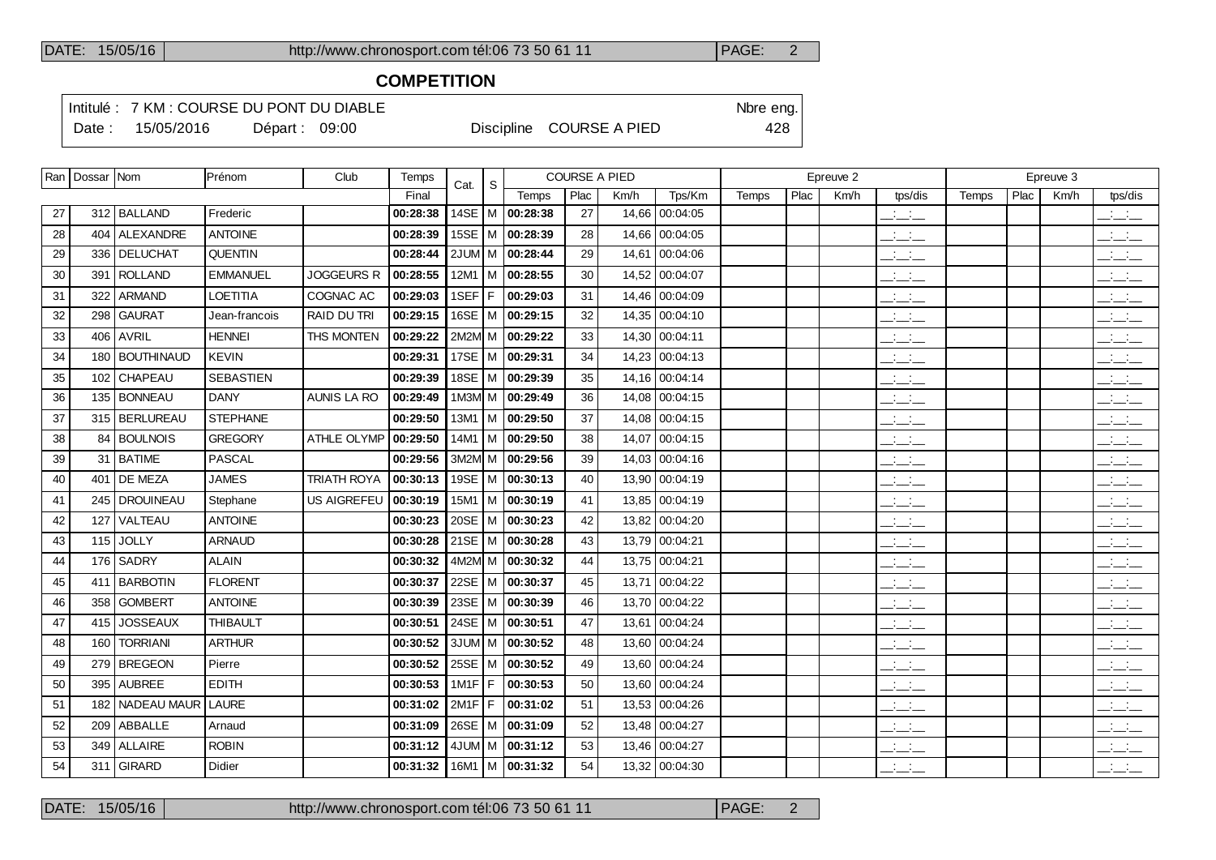## COMPETITION

Intitulé : 7 KM : COURSE DU PONT DU DIABLE

Nbre eng. 428

Date : 15/05/2016 Départ : 09:00 Discipline COURSE A PIED

| Ran | Dossar | Nom | Prénom | Club | Temps | Cat. | S | COURSE A PIED | | | | Epreuve 2 | | | | Epreuve 3 | | | |
|---|---|---|---|---|---|---|---|---|---|---|---|---|---|---|---|---|---|---|---|
| | | | | | Final | | | Temps | Plac | Km/h | Tps/Km | Temps | Plac | Km/h | tps/dis | Temps | Plac | Km/h | tps/dis |
| 27 | 312 | BALLAND | Frederic | | 00:28:38 | 14SE | M | 00:28:38 | 27 | 14,66 | 00:04:05 | | | | __:__:__ | | | | __:__:__ |
| 28 | 404 | ALEXANDRE | ANTOINE | | 00:28:39 | 15SE | M | 00:28:39 | 28 | 14,66 | 00:04:05 | | | | __:__:__ | | | | __:__:__ |
| 29 | 336 | DELUCHAT | QUENTIN | | 00:28:44 | 2JUM | M | 00:28:44 | 29 | 14,61 | 00:04:06 | | | | __:__:__ | | | | __:__:__ |
| 30 | 391 | ROLLAND | EMMANUEL | JOGGEURS R | 00:28:55 | 12M1 | M | 00:28:55 | 30 | 14,52 | 00:04:07 | | | | __:__:__ | | | | __:__:__ |
| 31 | 322 | ARMAND | LOETITIA | COGNAC AC | 00:29:03 | 1SEF | F | 00:29:03 | 31 | 14,46 | 00:04:09 | | | | __:__:__ | | | | __:__:__ |
| 32 | 298 | GAURAT | Jean-francois | RAID DU TRI | 00:29:15 | 16SE | M | 00:29:15 | 32 | 14,35 | 00:04:10 | | | | __:__:__ | | | | __:__:__ |
| 33 | 406 | AVRIL | HENNEI | THS MONTEN | 00:29:22 | 2M2M | M | 00:29:22 | 33 | 14,30 | 00:04:11 | | | | __:__:__ | | | | __:__:__ |
| 34 | 180 | BOUTHINAUD | KEVIN | | 00:29:31 | 17SE | M | 00:29:31 | 34 | 14,23 | 00:04:13 | | | | __:__:__ | | | | __:__:__ |
| 35 | 102 | CHAPEAU | SEBASTIEN | | 00:29:39 | 18SE | M | 00:29:39 | 35 | 14,16 | 00:04:14 | | | | __:__:__ | | | | __:__:__ |
| 36 | 135 | BONNEAU | DANY | AUNIS LA RO | 00:29:49 | 1M3M | M | 00:29:49 | 36 | 14,08 | 00:04:15 | | | | __:__:__ | | | | __:__:__ |
| 37 | 315 | BERLUREAU | STEPHANE | | 00:29:50 | 13M1 | M | 00:29:50 | 37 | 14,08 | 00:04:15 | | | | __:__:__ | | | | __:__:__ |
| 38 | 84 | BOULNOIS | GREGORY | ATHLE OLYMP | 00:29:50 | 14M1 | M | 00:29:50 | 38 | 14,07 | 00:04:15 | | | | __:__:__ | | | | __:__:__ |
| 39 | 31 | BATIME | PASCAL | | 00:29:56 | 3M2M | M | 00:29:56 | 39 | 14,03 | 00:04:16 | | | | __:__:__ | | | | __:__:__ |
| 40 | 401 | DE MEZA | JAMES | TRIATH ROYA | 00:30:13 | 19SE | M | 00:30:13 | 40 | 13,90 | 00:04:19 | | | | __:__:__ | | | | __:__:__ |
| 41 | 245 | DROUINEAU | Stephane | US AIGREFEU | 00:30:19 | 15M1 | M | 00:30:19 | 41 | 13,85 | 00:04:19 | | | | __:__:__ | | | | __:__:__ |
| 42 | 127 | VALTEAU | ANTOINE | | 00:30:23 | 20SE | M | 00:30:23 | 42 | 13,82 | 00:04:20 | | | | __:__:__ | | | | __:__:__ |
| 43 | 115 | JOLLY | ARNAUD | | 00:30:28 | 21SE | M | 00:30:28 | 43 | 13,79 | 00:04:21 | | | | __:__:__ | | | | __:__:__ |
| 44 | 176 | SADRY | ALAIN | | 00:30:32 | 4M2M | M | 00:30:32 | 44 | 13,75 | 00:04:21 | | | | __:__:__ | | | | __:__:__ |
| 45 | 411 | BARBOTIN | FLORENT | | 00:30:37 | 22SE | M | 00:30:37 | 45 | 13,71 | 00:04:22 | | | | __:__:__ | | | | __:__:__ |
| 46 | 358 | GOMBERT | ANTOINE | | 00:30:39 | 23SE | M | 00:30:39 | 46 | 13,70 | 00:04:22 | | | | __:__:__ | | | | __:__:__ |
| 47 | 415 | JOSSEAUX | THIBAULT | | 00:30:51 | 24SE | M | 00:30:51 | 47 | 13,61 | 00:04:24 | | | | __:__:__ | | | | __:__:__ |
| 48 | 160 | TORRIANI | ARTHUR | | 00:30:52 | 3JUM | M | 00:30:52 | 48 | 13,60 | 00:04:24 | | | | __:__:__ | | | | __:__:__ |
| 49 | 279 | BREGEON | Pierre | | 00:30:52 | 25SE | M | 00:30:52 | 49 | 13,60 | 00:04:24 | | | | __:__:__ | | | | __:__:__ |
| 50 | 395 | AUBREE | EDITH | | 00:30:53 | 1M1F | F | 00:30:53 | 50 | 13,60 | 00:04:24 | | | | __:__:__ | | | | __:__:__ |
| 51 | 182 | NADEAU MAUR | LAURE | | 00:31:02 | 2M1F | F | 00:31:02 | 51 | 13,53 | 00:04:26 | | | | __:__:__ | | | | __:__:__ |
| 52 | 209 | ABBALLE | Arnaud | | 00:31:09 | 26SE | M | 00:31:09 | 52 | 13,48 | 00:04:27 | | | | __:__:__ | | | | __:__:__ |
| 53 | 349 | ALLAIRE | ROBIN | | 00:31:12 | 4JUM | M | 00:31:12 | 53 | 13,46 | 00:04:27 | | | | __:__:__ | | | | __:__:__ |
| 54 | 311 | GIRARD | Didier | | 00:31:32 | 16M1 | M | 00:31:32 | 54 | 13,32 | 00:04:30 | | | | __:__:__ | | | | __:__:__ |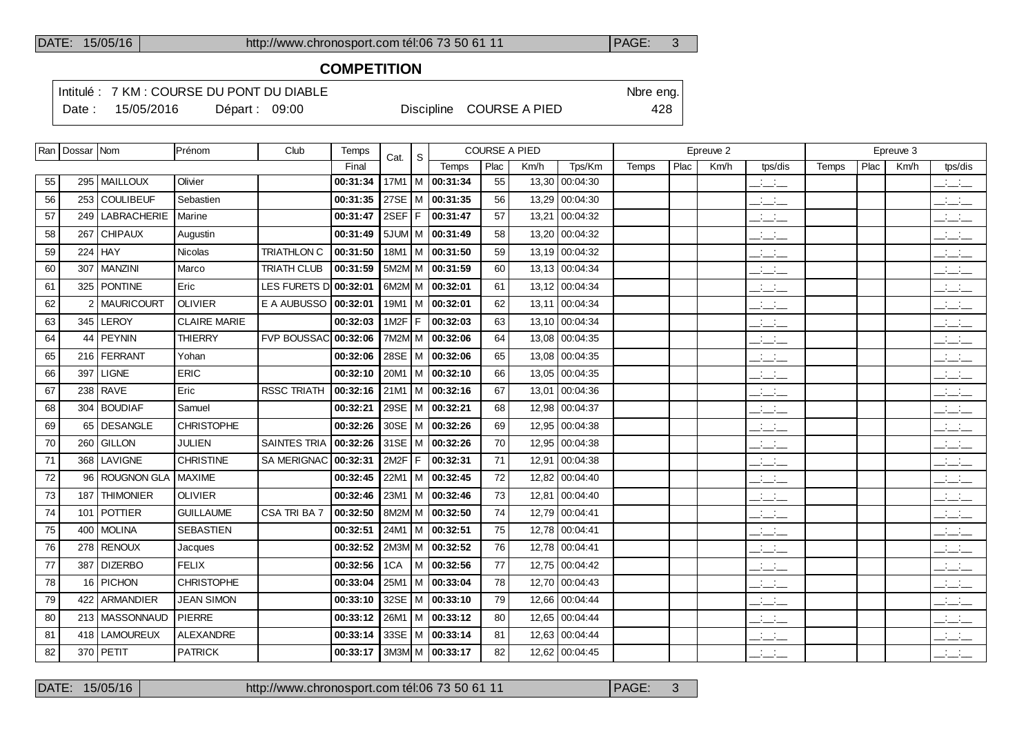## COMPETITION

Intitulé : 7 KM : COURSE DU PONT DU DIABLE — Nbre eng. 428

Date : 15/05/2016 — Départ : 09:00 — Discipline COURSE A PIED

| Ran | Dossar | Nom | Prénom | Club | Temps | Cat. | S | COURSE A PIED | | | | Epreuve 2 | | | | Epreuve 3 | | | |
|---|---|---|---|---|---|---|---|---|---|---|---|---|---|---|---|---|---|---|---|
| | | | | | Final | | | Temps | Plac | Km/h | Tps/Km | Temps | Plac | Km/h | tps/dis | Temps | Plac | Km/h | tps/dis |
| 55 | 295 | MAILLOUX | Olivier | | 00:31:34 | 17M1 | M | 00:31:34 | 55 | 13,30 | 00:04:30 | | | | __:__:__ | | | | __:__:__ |
| 56 | 253 | COULIBEUF | Sebastien | | 00:31:35 | 27SE | M | 00:31:35 | 56 | 13,29 | 00:04:30 | | | | __:__:__ | | | | __:__:__ |
| 57 | 249 | LABRACHERIE | Marine | | 00:31:47 | 2SEF | F | 00:31:47 | 57 | 13,21 | 00:04:32 | | | | __:__:__ | | | | __:__:__ |
| 58 | 267 | CHIPAUX | Augustin | | 00:31:49 | 5JUM | M | 00:31:49 | 58 | 13,20 | 00:04:32 | | | | __:__:__ | | | | __:__:__ |
| 59 | 224 | HAY | Nicolas | TRIATHLON C | 00:31:50 | 18M1 | M | 00:31:50 | 59 | 13,19 | 00:04:32 | | | | __:__:__ | | | | __:__:__ |
| 60 | 307 | MANZINI | Marco | TRIATH CLUB | 00:31:59 | 5M2M | M | 00:31:59 | 60 | 13,13 | 00:04:34 | | | | __:__:__ | | | | __:__:__ |
| 61 | 325 | PONTINE | Eric | LES FURETS D | 00:32:01 | 6M2M | M | 00:32:01 | 61 | 13,12 | 00:04:34 | | | | __:__:__ | | | | __:__:__ |
| 62 | 2 | MAURICOURT | OLIVIER | E A AUBUSSO | 00:32:01 | 19M1 | M | 00:32:01 | 62 | 13,11 | 00:04:34 | | | | __:__:__ | | | | __:__:__ |
| 63 | 345 | LEROY | CLAIRE MARIE | | 00:32:03 | 1M2F | F | 00:32:03 | 63 | 13,10 | 00:04:34 | | | | __:__:__ | | | | __:__:__ |
| 64 | 44 | PEYNIN | THIERRY | FVP BOUSSAC | 00:32:06 | 7M2M | M | 00:32:06 | 64 | 13,08 | 00:04:35 | | | | __:__:__ | | | | __:__:__ |
| 65 | 216 | FERRANT | Yohan | | 00:32:06 | 28SE | M | 00:32:06 | 65 | 13,08 | 00:04:35 | | | | __:__:__ | | | | __:__:__ |
| 66 | 397 | LIGNE | ERIC | | 00:32:10 | 20M1 | M | 00:32:10 | 66 | 13,05 | 00:04:35 | | | | __:__:__ | | | | __:__:__ |
| 67 | 238 | RAVE | Eric | RSSC TRIATH | 00:32:16 | 21M1 | M | 00:32:16 | 67 | 13,01 | 00:04:36 | | | | __:__:__ | | | | __:__:__ |
| 68 | 304 | BOUDIAF | Samuel | | 00:32:21 | 29SE | M | 00:32:21 | 68 | 12,98 | 00:04:37 | | | | __:__:__ | | | | __:__:__ |
| 69 | 65 | DESANGLE | CHRISTOPHE | | 00:32:26 | 30SE | M | 00:32:26 | 69 | 12,95 | 00:04:38 | | | | __:__:__ | | | | __:__:__ |
| 70 | 260 | GILLON | JULIEN | SAINTES TRIA | 00:32:26 | 31SE | M | 00:32:26 | 70 | 12,95 | 00:04:38 | | | | __:__:__ | | | | __:__:__ |
| 71 | 368 | LAVIGNE | CHRISTINE | SA MERIGNAC | 00:32:31 | 2M2F | F | 00:32:31 | 71 | 12,91 | 00:04:38 | | | | __:__:__ | | | | __:__:__ |
| 72 | 96 | ROUGNON GLA | MAXIME | | 00:32:45 | 22M1 | M | 00:32:45 | 72 | 12,82 | 00:04:40 | | | | __:__:__ | | | | __:__:__ |
| 73 | 187 | THIMONIER | OLIVIER | | 00:32:46 | 23M1 | M | 00:32:46 | 73 | 12,81 | 00:04:40 | | | | __:__:__ | | | | __:__:__ |
| 74 | 101 | POTTIER | GUILLAUME | CSA TRI BA 7 | 00:32:50 | 8M2M | M | 00:32:50 | 74 | 12,79 | 00:04:41 | | | | __:__:__ | | | | __:__:__ |
| 75 | 400 | MOLINA | SEBASTIEN | | 00:32:51 | 24M1 | M | 00:32:51 | 75 | 12,78 | 00:04:41 | | | | __:__:__ | | | | __:__:__ |
| 76 | 278 | RENOUX | Jacques | | 00:32:52 | 2M3M | M | 00:32:52 | 76 | 12,78 | 00:04:41 | | | | __:__:__ | | | | __:__:__ |
| 77 | 387 | DIZERBO | FELIX | | 00:32:56 | 1CA | M | 00:32:56 | 77 | 12,75 | 00:04:42 | | | | __:__:__ | | | | __:__:__ |
| 78 | 16 | PICHON | CHRISTOPHE | | 00:33:04 | 25M1 | M | 00:33:04 | 78 | 12,70 | 00:04:43 | | | | __:__:__ | | | | __:__:__ |
| 79 | 422 | ARMANDIER | JEAN SIMON | | 00:33:10 | 32SE | M | 00:33:10 | 79 | 12,66 | 00:04:44 | | | | __:__:__ | | | | __:__:__ |
| 80 | 213 | MASSONNAUD | PIERRE | | 00:33:12 | 26M1 | M | 00:33:12 | 80 | 12,65 | 00:04:44 | | | | __:__:__ | | | | __:__:__ |
| 81 | 418 | LAMOUREUX | ALEXANDRE | | 00:33:14 | 33SE | M | 00:33:14 | 81 | 12,63 | 00:04:44 | | | | __:__:__ | | | | __:__:__ |
| 82 | 370 | PETIT | PATRICK | | 00:33:17 | 3M3M | M | 00:33:17 | 82 | 12,62 | 00:04:45 | | | | __:__:__ | | | | __:__:__ |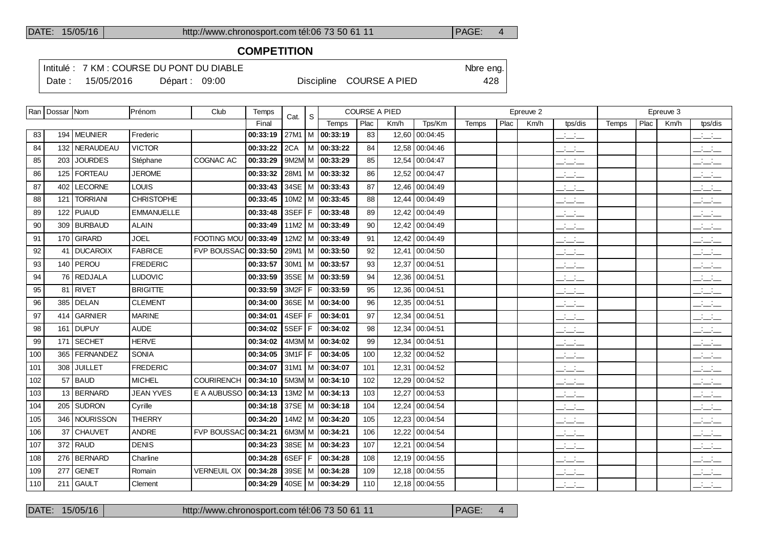## COMPETITION

Intitulé : 7 KM : COURSE DU PONT DU DIABLE — Nbre eng. 428

Date : 15/05/2016 — Départ : 09:00 — Discipline COURSE A PIED

| Ran | Dossar | Nom | Prénom | Club | Temps | Cat. | S | COURSE A PIED | | | | Epreuve 2 | | | | Epreuve 3 | | | |
|---|---|---|---|---|---|---|---|---|---|---|---|---|---|---|---|---|---|---|---|
| | | | | | Final | | | Temps | Plac | Km/h | Tps/Km | Temps | Plac | Km/h | tps/dis | Temps | Plac | Km/h | tps/dis |
| 83 | 194 | MEUNIER | Frederic | | 00:33:19 | 27M1 | M | 00:33:19 | 83 | 12,60 | 00:04:45 | | | | __:__:__ | | | | __:__:__ |
| 84 | 132 | NERAUDEAU | VICTOR | | 00:33:22 | 2CA | M | 00:33:22 | 84 | 12,58 | 00:04:46 | | | | __:__:__ | | | | __:__:__ |
| 85 | 203 | JOURDES | Stéphane | COGNAC AC | 00:33:29 | 9M2M | M | 00:33:29 | 85 | 12,54 | 00:04:47 | | | | __:__:__ | | | | __:__:__ |
| 86 | 125 | FORTEAU | JEROME | | 00:33:32 | 28M1 | M | 00:33:32 | 86 | 12,52 | 00:04:47 | | | | __:__:__ | | | | __:__:__ |
| 87 | 402 | LECORNE | LOUIS | | 00:33:43 | 34SE | M | 00:33:43 | 87 | 12,46 | 00:04:49 | | | | __:__:__ | | | | __:__:__ |
| 88 | 121 | TORRIANI | CHRISTOPHE | | 00:33:45 | 10M2 | M | 00:33:45 | 88 | 12,44 | 00:04:49 | | | | __:__:__ | | | | __:__:__ |
| 89 | 122 | PUAUD | EMMANUELLE | | 00:33:48 | 3SEF | F | 00:33:48 | 89 | 12,42 | 00:04:49 | | | | __:__:__ | | | | __:__:__ |
| 90 | 309 | BURBAUD | ALAIN | | 00:33:49 | 11M2 | M | 00:33:49 | 90 | 12,42 | 00:04:49 | | | | __:__:__ | | | | __:__:__ |
| 91 | 170 | GIRARD | JOEL | FOOTING MOU | 00:33:49 | 12M2 | M | 00:33:49 | 91 | 12,42 | 00:04:49 | | | | __:__:__ | | | | __:__:__ |
| 92 | 41 | DUCAROIX | FABRICE | FVP BOUSSAC | 00:33:50 | 29M1 | M | 00:33:50 | 92 | 12,41 | 00:04:50 | | | | __:__:__ | | | | __:__:__ |
| 93 | 140 | PEROU | FREDERIC | | 00:33:57 | 30M1 | M | 00:33:57 | 93 | 12,37 | 00:04:51 | | | | __:__:__ | | | | __:__:__ |
| 94 | 76 | REDJALA | LUDOVIC | | 00:33:59 | 35SE | M | 00:33:59 | 94 | 12,36 | 00:04:51 | | | | __:__:__ | | | | __:__:__ |
| 95 | 81 | RIVET | BRIGITTE | | 00:33:59 | 3M2F | F | 00:33:59 | 95 | 12,36 | 00:04:51 | | | | __:__:__ | | | | __:__:__ |
| 96 | 385 | DELAN | CLEMENT | | 00:34:00 | 36SE | M | 00:34:00 | 96 | 12,35 | 00:04:51 | | | | __:__:__ | | | | __:__:__ |
| 97 | 414 | GARNIER | MARINE | | 00:34:01 | 4SEF | F | 00:34:01 | 97 | 12,34 | 00:04:51 | | | | __:__:__ | | | | __:__:__ |
| 98 | 161 | DUPUY | AUDE | | 00:34:02 | 5SEF | F | 00:34:02 | 98 | 12,34 | 00:04:51 | | | | __:__:__ | | | | __:__:__ |
| 99 | 171 | SECHET | HERVE | | 00:34:02 | 4M3M | M | 00:34:02 | 99 | 12,34 | 00:04:51 | | | | __:__:__ | | | | __:__:__ |
| 100 | 365 | FERNANDEZ | SONIA | | 00:34:05 | 3M1F | F | 00:34:05 | 100 | 12,32 | 00:04:52 | | | | __:__:__ | | | | __:__:__ |
| 101 | 308 | JUILLET | FREDERIC | | 00:34:07 | 31M1 | M | 00:34:07 | 101 | 12,31 | 00:04:52 | | | | __:__:__ | | | | __:__:__ |
| 102 | 57 | BAUD | MICHEL | COURIRENCH | 00:34:10 | 5M3M | M | 00:34:10 | 102 | 12,29 | 00:04:52 | | | | __:__:__ | | | | __:__:__ |
| 103 | 13 | BERNARD | JEAN YVES | E A AUBUSSO | 00:34:13 | 13M2 | M | 00:34:13 | 103 | 12,27 | 00:04:53 | | | | __:__:__ | | | | __:__:__ |
| 104 | 205 | SUDRON | Cyrille | | 00:34:18 | 37SE | M | 00:34:18 | 104 | 12,24 | 00:04:54 | | | | __:__:__ | | | | __:__:__ |
| 105 | 346 | NOURISSON | THIERRY | | 00:34:20 | 14M2 | M | 00:34:20 | 105 | 12,23 | 00:04:54 | | | | __:__:__ | | | | __:__:__ |
| 106 | 37 | CHAUVET | ANDRE | FVP BOUSSAC | 00:34:21 | 6M3M | M | 00:34:21 | 106 | 12,22 | 00:04:54 | | | | __:__:__ | | | | __:__:__ |
| 107 | 372 | RAUD | DENIS | | 00:34:23 | 38SE | M | 00:34:23 | 107 | 12,21 | 00:04:54 | | | | __:__:__ | | | | __:__:__ |
| 108 | 276 | BERNARD | Charline | | 00:34:28 | 6SEF | F | 00:34:28 | 108 | 12,19 | 00:04:55 | | | | __:__:__ | | | | __:__:__ |
| 109 | 277 | GENET | Romain | VERNEUIL OX | 00:34:28 | 39SE | M | 00:34:28 | 109 | 12,18 | 00:04:55 | | | | __:__:__ | | | | __:__:__ |
| 110 | 211 | GAULT | Clement | | 00:34:29 | 40SE | M | 00:34:29 | 110 | 12,18 | 00:04:55 | | | | __:__:__ | | | | __:__:__ |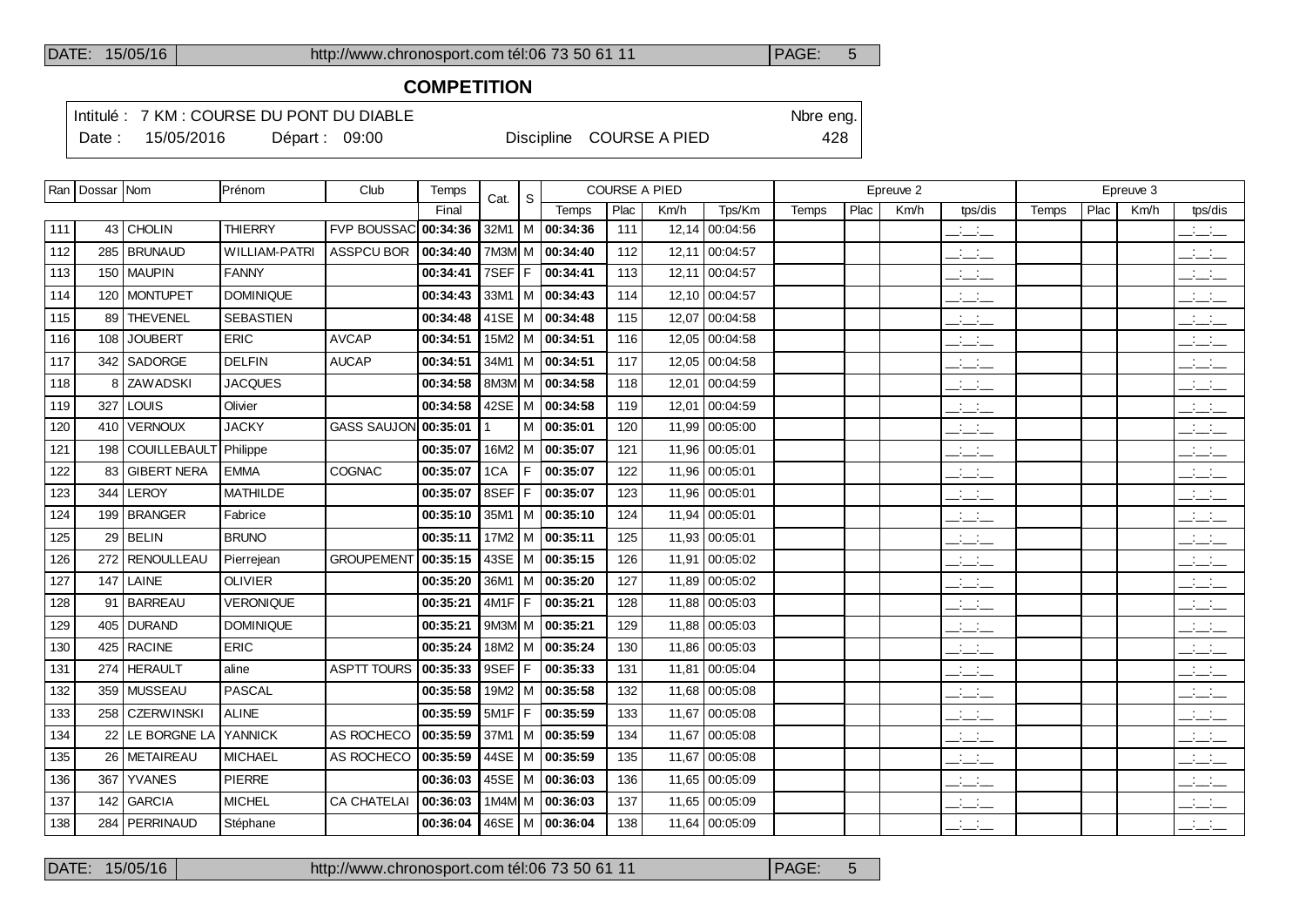## COMPETITION

Intitulé : 7 KM : COURSE DU PONT DU DIABLE

Nbre eng.

Date : 15/05/2016 Départ : 09:00 Discipline COURSE A PIED 428

| Ran | Dossar | Nom | Prénom | Club | Temps | Cat. | S | COURSE A PIED | | | | Epreuve 2 | | | | Epreuve 3 | | | |
|---|---|---|---|---|---|---|---|---|---|---|---|---|---|---|---|---|---|---|---|
| | | | | | Final | | | Temps | Plac | Km/h | Tps/Km | Temps | Plac | Km/h | tps/dis | Temps | Plac | Km/h | tps/dis |
| 111 | 43 | CHOLIN | THIERRY | FVP BOUSSAC | 00:34:36 | 32M1 | M | 00:34:36 | 111 | 12,14 | 00:04:56 | | | | __:__:__ | | | | __:__:__ |
| 112 | 285 | BRUNAUD | WILLIAM-PATRI | ASSPCU BOR | 00:34:40 | 7M3M | M | 00:34:40 | 112 | 12,11 | 00:04:57 | | | | __:__:__ | | | | __:__:__ |
| 113 | 150 | MAUPIN | FANNY | | 00:34:41 | 7SEF | F | 00:34:41 | 113 | 12,11 | 00:04:57 | | | | __:__:__ | | | | __:__:__ |
| 114 | 120 | MONTUPET | DOMINIQUE | | 00:34:43 | 33M1 | M | 00:34:43 | 114 | 12,10 | 00:04:57 | | | | __:__:__ | | | | __:__:__ |
| 115 | 89 | THEVENEL | SEBASTIEN | | 00:34:48 | 41SE | M | 00:34:48 | 115 | 12,07 | 00:04:58 | | | | __:__:__ | | | | __:__:__ |
| 116 | 108 | JOUBERT | ERIC | AVCAP | 00:34:51 | 15M2 | M | 00:34:51 | 116 | 12,05 | 00:04:58 | | | | __:__:__ | | | | __:__:__ |
| 117 | 342 | SADORGE | DELFIN | AUCAP | 00:34:51 | 34M1 | M | 00:34:51 | 117 | 12,05 | 00:04:58 | | | | __:__:__ | | | | __:__:__ |
| 118 | 8 | ZAWADSKI | JACQUES | | 00:34:58 | 8M3M | M | 00:34:58 | 118 | 12,01 | 00:04:59 | | | | __:__:__ | | | | __:__:__ |
| 119 | 327 | LOUIS | Olivier | | 00:34:58 | 42SE | M | 00:34:58 | 119 | 12,01 | 00:04:59 | | | | __:__:__ | | | | __:__:__ |
| 120 | 410 | VERNOUX | JACKY | GASS SAUJON | 00:35:01 | 1 | M | 00:35:01 | 120 | 11,99 | 00:05:00 | | | | __:__:__ | | | | __:__:__ |
| 121 | 198 | COUILLEBAULT | Philippe | | 00:35:07 | 16M2 | M | 00:35:07 | 121 | 11,96 | 00:05:01 | | | | __:__:__ | | | | __:__:__ |
| 122 | 83 | GIBERT NERA | EMMA | COGNAC | 00:35:07 | 1CA | F | 00:35:07 | 122 | 11,96 | 00:05:01 | | | | __:__:__ | | | | __:__:__ |
| 123 | 344 | LEROY | MATHILDE | | 00:35:07 | 8SEF | F | 00:35:07 | 123 | 11,96 | 00:05:01 | | | | __:__:__ | | | | __:__:__ |
| 124 | 199 | BRANGER | Fabrice | | 00:35:10 | 35M1 | M | 00:35:10 | 124 | 11,94 | 00:05:01 | | | | __:__:__ | | | | __:__:__ |
| 125 | 29 | BELIN | BRUNO | | 00:35:11 | 17M2 | M | 00:35:11 | 125 | 11,93 | 00:05:01 | | | | __:__:__ | | | | __:__:__ |
| 126 | 272 | RENOULLEAU | Pierrejean | GROUPEMENT | 00:35:15 | 43SE | M | 00:35:15 | 126 | 11,91 | 00:05:02 | | | | __:__:__ | | | | __:__:__ |
| 127 | 147 | LAINE | OLIVIER | | 00:35:20 | 36M1 | M | 00:35:20 | 127 | 11,89 | 00:05:02 | | | | __:__:__ | | | | __:__:__ |
| 128 | 91 | BARREAU | VERONIQUE | | 00:35:21 | 4M1F | F | 00:35:21 | 128 | 11,88 | 00:05:03 | | | | __:__:__ | | | | __:__:__ |
| 129 | 405 | DURAND | DOMINIQUE | | 00:35:21 | 9M3M | M | 00:35:21 | 129 | 11,88 | 00:05:03 | | | | __:__:__ | | | | __:__:__ |
| 130 | 425 | RACINE | ERIC | | 00:35:24 | 18M2 | M | 00:35:24 | 130 | 11,86 | 00:05:03 | | | | __:__:__ | | | | __:__:__ |
| 131 | 274 | HERAULT | aline | ASPTT TOURS | 00:35:33 | 9SEF | F | 00:35:33 | 131 | 11,81 | 00:05:04 | | | | __:__:__ | | | | __:__:__ |
| 132 | 359 | MUSSEAU | PASCAL | | 00:35:58 | 19M2 | M | 00:35:58 | 132 | 11,68 | 00:05:08 | | | | __:__:__ | | | | __:__:__ |
| 133 | 258 | CZERWINSKI | ALINE | | 00:35:59 | 5M1F | F | 00:35:59 | 133 | 11,67 | 00:05:08 | | | | __:__:__ | | | | __:__:__ |
| 134 | 22 | LE BORGNE LA | YANNICK | AS ROCHECO | 00:35:59 | 37M1 | M | 00:35:59 | 134 | 11,67 | 00:05:08 | | | | __:__:__ | | | | __:__:__ |
| 135 | 26 | METAIREAU | MICHAEL | AS ROCHECO | 00:35:59 | 44SE | M | 00:35:59 | 135 | 11,67 | 00:05:08 | | | | __:__:__ | | | | __:__:__ |
| 136 | 367 | YVANES | PIERRE | | 00:36:03 | 45SE | M | 00:36:03 | 136 | 11,65 | 00:05:09 | | | | __:__:__ | | | | __:__:__ |
| 137 | 142 | GARCIA | MICHEL | CA CHATELAI | 00:36:03 | 1M4M | M | 00:36:03 | 137 | 11,65 | 00:05:09 | | | | __:__:__ | | | | __:__:__ |
| 138 | 284 | PERRINAUD | Stéphane | | 00:36:04 | 46SE | M | 00:36:04 | 138 | 11,64 | 00:05:09 | | | | __:__:__ | | | | __:__:__ |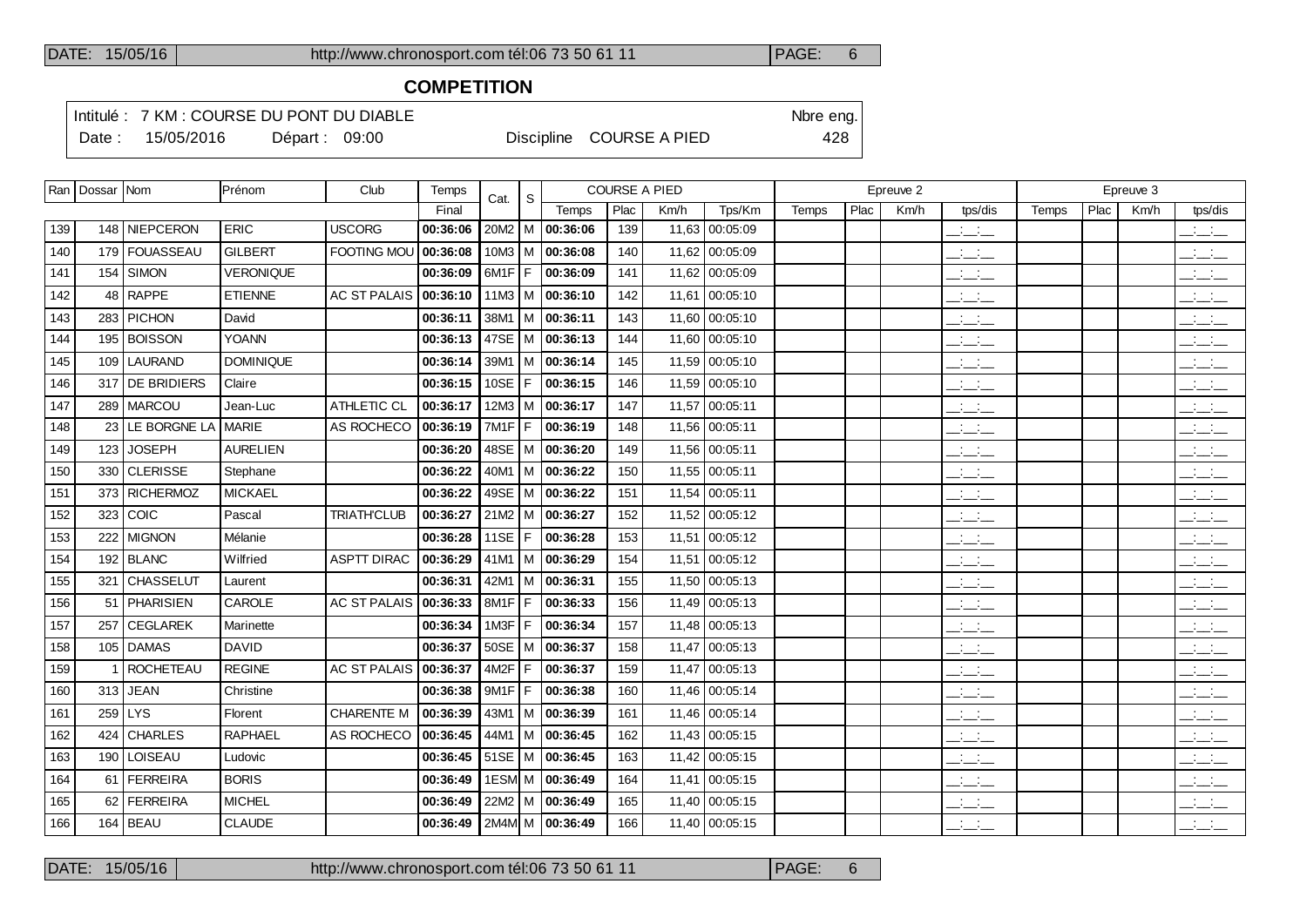## COMPETITION

Intitulé : 7 KM : COURSE DU PONT DU DIABLE

Nbre eng. 428

Date : 15/05/2016 Départ : 09:00 Discipline COURSE A PIED

| Ran | Dossar | Nom | Prénom | Club | Temps | Cat. | S | COURSE A PIED | | | | Epreuve 2 | | | | Epreuve 3 | | | |
|---|---|---|---|---|---|---|---|---|---|---|---|---|---|---|---|---|---|---|---|
| | | | | | Final | | | Temps | Plac | Km/h | Tps/Km | Temps | Plac | Km/h | tps/dis | Temps | Plac | Km/h | tps/dis |
| 139 | 148 | NIEPCERON | ERIC | USCORG | 00:36:06 | 20M2 | M | 00:36:06 | 139 | 11,63 | 00:05:09 | | | | __:__:__ | | | | __:__:__ |
| 140 | 179 | FOUASSEAU | GILBERT | FOOTING MOU | 00:36:08 | 10M3 | M | 00:36:08 | 140 | 11,62 | 00:05:09 | | | | __:__:__ | | | | __:__:__ |
| 141 | 154 | SIMON | VERONIQUE | | 00:36:09 | 6M1F | F | 00:36:09 | 141 | 11,62 | 00:05:09 | | | | __:__:__ | | | | __:__:__ |
| 142 | 48 | RAPPE | ETIENNE | AC ST PALAIS | 00:36:10 | 11M3 | M | 00:36:10 | 142 | 11,61 | 00:05:10 | | | | __:__:__ | | | | __:__:__ |
| 143 | 283 | PICHON | David | | 00:36:11 | 38M1 | M | 00:36:11 | 143 | 11,60 | 00:05:10 | | | | __:__:__ | | | | __:__:__ |
| 144 | 195 | BOISSON | YOANN | | 00:36:13 | 47SE | M | 00:36:13 | 144 | 11,60 | 00:05:10 | | | | __:__:__ | | | | __:__:__ |
| 145 | 109 | LAURAND | DOMINIQUE | | 00:36:14 | 39M1 | M | 00:36:14 | 145 | 11,59 | 00:05:10 | | | | __:__:__ | | | | __:__:__ |
| 146 | 317 | DE BRIDIERS | Claire | | 00:36:15 | 10SE | F | 00:36:15 | 146 | 11,59 | 00:05:10 | | | | __:__:__ | | | | __:__:__ |
| 147 | 289 | MARCOU | Jean-Luc | ATHLETIC CL | 00:36:17 | 12M3 | M | 00:36:17 | 147 | 11,57 | 00:05:11 | | | | __:__:__ | | | | __:__:__ |
| 148 | 23 | LE BORGNE LA | MARIE | AS ROCHECO | 00:36:19 | 7M1F | F | 00:36:19 | 148 | 11,56 | 00:05:11 | | | | __:__:__ | | | | __:__:__ |
| 149 | 123 | JOSEPH | AURELIEN | | 00:36:20 | 48SE | M | 00:36:20 | 149 | 11,56 | 00:05:11 | | | | __:__:__ | | | | __:__:__ |
| 150 | 330 | CLERISSE | Stephane | | 00:36:22 | 40M1 | M | 00:36:22 | 150 | 11,55 | 00:05:11 | | | | __:__:__ | | | | __:__:__ |
| 151 | 373 | RICHERMOZ | MICKAEL | | 00:36:22 | 49SE | M | 00:36:22 | 151 | 11,54 | 00:05:11 | | | | __:__:__ | | | | __:__:__ |
| 152 | 323 | COIC | Pascal | TRIATH'CLUB | 00:36:27 | 21M2 | M | 00:36:27 | 152 | 11,52 | 00:05:12 | | | | __:__:__ | | | | __:__:__ |
| 153 | 222 | MIGNON | Mélanie | | 00:36:28 | 11SE | F | 00:36:28 | 153 | 11,51 | 00:05:12 | | | | __:__:__ | | | | __:__:__ |
| 154 | 192 | BLANC | Wilfried | ASPTT DIRAC | 00:36:29 | 41M1 | M | 00:36:29 | 154 | 11,51 | 00:05:12 | | | | __:__:__ | | | | __:__:__ |
| 155 | 321 | CHASSELUT | Laurent | | 00:36:31 | 42M1 | M | 00:36:31 | 155 | 11,50 | 00:05:13 | | | | __:__:__ | | | | __:__:__ |
| 156 | 51 | PHARISIEN | CAROLE | AC ST PALAIS | 00:36:33 | 8M1F | F | 00:36:33 | 156 | 11,49 | 00:05:13 | | | | __:__:__ | | | | __:__:__ |
| 157 | 257 | CEGLAREK | Marinette | | 00:36:34 | 1M3F | F | 00:36:34 | 157 | 11,48 | 00:05:13 | | | | __:__:__ | | | | __:__:__ |
| 158 | 105 | DAMAS | DAVID | | 00:36:37 | 50SE | M | 00:36:37 | 158 | 11,47 | 00:05:13 | | | | __:__:__ | | | | __:__:__ |
| 159 | 1 | ROCHETEAU | REGINE | AC ST PALAIS | 00:36:37 | 4M2F | F | 00:36:37 | 159 | 11,47 | 00:05:13 | | | | __:__:__ | | | | __:__:__ |
| 160 | 313 | JEAN | Christine | | 00:36:38 | 9M1F | F | 00:36:38 | 160 | 11,46 | 00:05:14 | | | | __:__:__ | | | | __:__:__ |
| 161 | 259 | LYS | Florent | CHARENTE M | 00:36:39 | 43M1 | M | 00:36:39 | 161 | 11,46 | 00:05:14 | | | | __:__:__ | | | | __:__:__ |
| 162 | 424 | CHARLES | RAPHAEL | AS ROCHECO | 00:36:45 | 44M1 | M | 00:36:45 | 162 | 11,43 | 00:05:15 | | | | __:__:__ | | | | __:__:__ |
| 163 | 190 | LOISEAU | Ludovic | | 00:36:45 | 51SE | M | 00:36:45 | 163 | 11,42 | 00:05:15 | | | | __:__:__ | | | | __:__:__ |
| 164 | 61 | FERREIRA | BORIS | | 00:36:49 | 1ESM | M | 00:36:49 | 164 | 11,41 | 00:05:15 | | | | __:__:__ | | | | __:__:__ |
| 165 | 62 | FERREIRA | MICHEL | | 00:36:49 | 22M2 | M | 00:36:49 | 165 | 11,40 | 00:05:15 | | | | __:__:__ | | | | __:__:__ |
| 166 | 164 | BEAU | CLAUDE | | 00:36:49 | 2M4M | M | 00:36:49 | 166 | 11,40 | 00:05:15 | | | | __:__:__ | | | | __:__:__ |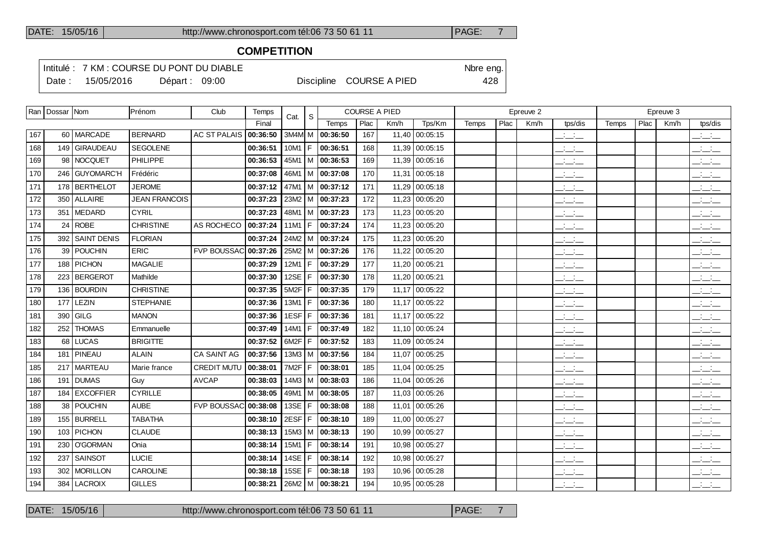## COMPETITION

Intitulé : 7 KM : COURSE DU PONT DU DIABLE — Nbre eng. 428

Date : 15/05/2016 — Départ : 09:00 — Discipline COURSE A PIED

| Ran | Dossar | Nom | Prénom | Club | Temps | Cat. | S | COURSE A PIED | | | | Epreuve 2 | | | | Epreuve 3 | | | |
|---|---|---|---|---|---|---|---|---|---|---|---|---|---|---|---|---|---|---|---|
| | | | | | Final | | | Temps | Plac | Km/h | Tps/Km | Temps | Plac | Km/h | tps/dis | Temps | Plac | Km/h | tps/dis |
| 167 | 60 | MARCADE | BERNARD | AC ST PALAIS | 00:36:50 | 3M4M | M | 00:36:50 | 167 | 11,40 | 00:05:15 | | | | __:__:__ | | | | __:__:__ |
| 168 | 149 | GIRAUDEAU | SEGOLENE | | 00:36:51 | 10M1 | F | 00:36:51 | 168 | 11,39 | 00:05:15 | | | | __:__:__ | | | | __:__:__ |
| 169 | 98 | NOCQUET | PHILIPPE | | 00:36:53 | 45M1 | M | 00:36:53 | 169 | 11,39 | 00:05:16 | | | | __:__:__ | | | | __:__:__ |
| 170 | 246 | GUYOMARC'H | Frédéric | | 00:37:08 | 46M1 | M | 00:37:08 | 170 | 11,31 | 00:05:18 | | | | __:__:__ | | | | __:__:__ |
| 171 | 178 | BERTHELOT | JEROME | | 00:37:12 | 47M1 | M | 00:37:12 | 171 | 11,29 | 00:05:18 | | | | __:__:__ | | | | __:__:__ |
| 172 | 350 | ALLAIRE | JEAN FRANCOIS | | 00:37:23 | 23M2 | M | 00:37:23 | 172 | 11,23 | 00:05:20 | | | | __:__:__ | | | | __:__:__ |
| 173 | 351 | MEDARD | CYRIL | | 00:37:23 | 48M1 | M | 00:37:23 | 173 | 11,23 | 00:05:20 | | | | __:__:__ | | | | __:__:__ |
| 174 | 24 | ROBE | CHRISTINE | AS ROCHECO | 00:37:24 | 11M1 | F | 00:37:24 | 174 | 11,23 | 00:05:20 | | | | __:__:__ | | | | __:__:__ |
| 175 | 392 | SAINT DENIS | FLORIAN | | 00:37:24 | 24M2 | M | 00:37:24 | 175 | 11,23 | 00:05:20 | | | | __:__:__ | | | | __:__:__ |
| 176 | 39 | POUCHIN | ERIC | FVP BOUSSAC | 00:37:26 | 25M2 | M | 00:37:26 | 176 | 11,22 | 00:05:20 | | | | __:__:__ | | | | __:__:__ |
| 177 | 188 | PICHON | MAGALIE | | 00:37:29 | 12M1 | F | 00:37:29 | 177 | 11,20 | 00:05:21 | | | | __:__:__ | | | | __:__:__ |
| 178 | 223 | BERGEROT | Mathilde | | 00:37:30 | 12SE | F | 00:37:30 | 178 | 11,20 | 00:05:21 | | | | __:__:__ | | | | __:__:__ |
| 179 | 136 | BOURDIN | CHRISTINE | | 00:37:35 | 5M2F | F | 00:37:35 | 179 | 11,17 | 00:05:22 | | | | __:__:__ | | | | __:__:__ |
| 180 | 177 | LEZIN | STEPHANIE | | 00:37:36 | 13M1 | F | 00:37:36 | 180 | 11,17 | 00:05:22 | | | | __:__:__ | | | | __:__:__ |
| 181 | 390 | GILG | MANON | | 00:37:36 | 1ESF | F | 00:37:36 | 181 | 11,17 | 00:05:22 | | | | __:__:__ | | | | __:__:__ |
| 182 | 252 | THOMAS | Emmanuelle | | 00:37:49 | 14M1 | F | 00:37:49 | 182 | 11,10 | 00:05:24 | | | | __:__:__ | | | | __:__:__ |
| 183 | 68 | LUCAS | BRIGITTE | | 00:37:52 | 6M2F | F | 00:37:52 | 183 | 11,09 | 00:05:24 | | | | __:__:__ | | | | __:__:__ |
| 184 | 181 | PINEAU | ALAIN | CA SAINT AG | 00:37:56 | 13M3 | M | 00:37:56 | 184 | 11,07 | 00:05:25 | | | | __:__:__ | | | | __:__:__ |
| 185 | 217 | MARTEAU | Marie france | CREDIT MUTU | 00:38:01 | 7M2F | F | 00:38:01 | 185 | 11,04 | 00:05:25 | | | | __:__:__ | | | | __:__:__ |
| 186 | 191 | DUMAS | Guy | AVCAP | 00:38:03 | 14M3 | M | 00:38:03 | 186 | 11,04 | 00:05:26 | | | | __:__:__ | | | | __:__:__ |
| 187 | 184 | EXCOFFIER | CYRILLE | | 00:38:05 | 49M1 | M | 00:38:05 | 187 | 11,03 | 00:05:26 | | | | __:__:__ | | | | __:__:__ |
| 188 | 38 | POUCHIN | AUBE | FVP BOUSSAC | 00:38:08 | 13SE | F | 00:38:08 | 188 | 11,01 | 00:05:26 | | | | __:__:__ | | | | __:__:__ |
| 189 | 155 | BURRELL | TABATHA | | 00:38:10 | 2ESF | F | 00:38:10 | 189 | 11,00 | 00:05:27 | | | | __:__:__ | | | | __:__:__ |
| 190 | 103 | PICHON | CLAUDE | | 00:38:13 | 15M3 | M | 00:38:13 | 190 | 10,99 | 00:05:27 | | | | __:__:__ | | | | __:__:__ |
| 191 | 230 | O'GORMAN | Onia | | 00:38:14 | 15M1 | F | 00:38:14 | 191 | 10,98 | 00:05:27 | | | | __:__:__ | | | | __:__:__ |
| 192 | 237 | SAINSOT | LUCIE | | 00:38:14 | 14SE | F | 00:38:14 | 192 | 10,98 | 00:05:27 | | | | __:__:__ | | | | __:__:__ |
| 193 | 302 | MORILLON | CAROLINE | | 00:38:18 | 15SE | F | 00:38:18 | 193 | 10,96 | 00:05:28 | | | | __:__:__ | | | | __:__:__ |
| 194 | 384 | LACROIX | GILLES | | 00:38:21 | 26M2 | M | 00:38:21 | 194 | 10,95 | 00:05:28 | | | | __:__:__ | | | | __:__:__ |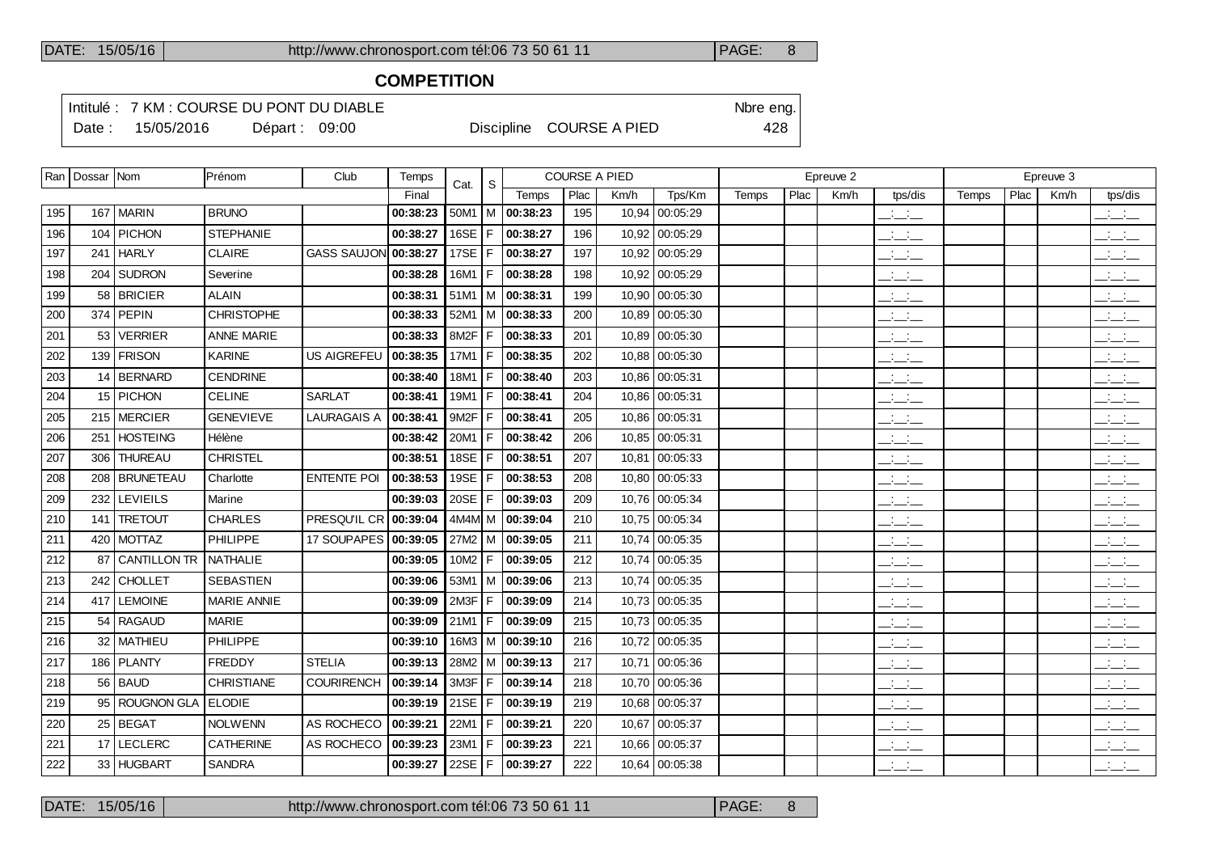## COMPETITION

Intitulé : 7 KM : COURSE DU PONT DU DIABLE

Nbre eng. 428

Date : 15/05/2016 Départ : 09:00 Discipline COURSE A PIED

| Ran | Dossar | Nom | Prénom | Club | Temps | Cat. | S | COURSE A PIED | | | | Epreuve 2 | | | | Epreuve 3 | | | |
|---|---|---|---|---|---|---|---|---|---|---|---|---|---|---|---|---|---|---|---|
| | | | | | Final | | | Temps | Plac | Km/h | Tps/Km | Temps | Plac | Km/h | tps/dis | Temps | Plac | Km/h | tps/dis |
| 195 | 167 | MARIN | BRUNO | | 00:38:23 | 50M1 | M | 00:38:23 | 195 | 10,94 | 00:05:29 | | | | __:__:__ | | | | __:__:__ |
| 196 | 104 | PICHON | STEPHANIE | | 00:38:27 | 16SE | F | 00:38:27 | 196 | 10,92 | 00:05:29 | | | | __:__:__ | | | | __:__:__ |
| 197 | 241 | HARLY | CLAIRE | GASS SAUJON | 00:38:27 | 17SE | F | 00:38:27 | 197 | 10,92 | 00:05:29 | | | | __:__:__ | | | | __:__:__ |
| 198 | 204 | SUDRON | Severine | | 00:38:28 | 16M1 | F | 00:38:28 | 198 | 10,92 | 00:05:29 | | | | __:__:__ | | | | __:__:__ |
| 199 | 58 | BRICIER | ALAIN | | 00:38:31 | 51M1 | M | 00:38:31 | 199 | 10,90 | 00:05:30 | | | | __:__:__ | | | | __:__:__ |
| 200 | 374 | PEPIN | CHRISTOPHE | | 00:38:33 | 52M1 | M | 00:38:33 | 200 | 10,89 | 00:05:30 | | | | __:__:__ | | | | __:__:__ |
| 201 | 53 | VERRIER | ANNE MARIE | | 00:38:33 | 8M2F | F | 00:38:33 | 201 | 10,89 | 00:05:30 | | | | __:__:__ | | | | __:__:__ |
| 202 | 139 | FRISON | KARINE | US AIGREFEU | 00:38:35 | 17M1 | F | 00:38:35 | 202 | 10,88 | 00:05:30 | | | | __:__:__ | | | | __:__:__ |
| 203 | 14 | BERNARD | CENDRINE | | 00:38:40 | 18M1 | F | 00:38:40 | 203 | 10,86 | 00:05:31 | | | | __:__:__ | | | | __:__:__ |
| 204 | 15 | PICHON | CELINE | SARLAT | 00:38:41 | 19M1 | F | 00:38:41 | 204 | 10,86 | 00:05:31 | | | | __:__:__ | | | | __:__:__ |
| 205 | 215 | MERCIER | GENEVIEVE | LAURAGAIS A | 00:38:41 | 9M2F | F | 00:38:41 | 205 | 10,86 | 00:05:31 | | | | __:__:__ | | | | __:__:__ |
| 206 | 251 | HOSTEING | Hélène | | 00:38:42 | 20M1 | F | 00:38:42 | 206 | 10,85 | 00:05:31 | | | | __:__:__ | | | | __:__:__ |
| 207 | 306 | THUREAU | CHRISTEL | | 00:38:51 | 18SE | F | 00:38:51 | 207 | 10,81 | 00:05:33 | | | | __:__:__ | | | | __:__:__ |
| 208 | 208 | BRUNETEAU | Charlotte | ENTENTE POI | 00:38:53 | 19SE | F | 00:38:53 | 208 | 10,80 | 00:05:33 | | | | __:__:__ | | | | __:__:__ |
| 209 | 232 | LEVIEILS | Marine | | 00:39:03 | 20SE | F | 00:39:03 | 209 | 10,76 | 00:05:34 | | | | __:__:__ | | | | __:__:__ |
| 210 | 141 | TRETOUT | CHARLES | PRESQU'IL CR | 00:39:04 | 4M4M | M | 00:39:04 | 210 | 10,75 | 00:05:34 | | | | __:__:__ | | | | __:__:__ |
| 211 | 420 | MOTTAZ | PHILIPPE | 17 SOUPAPES | 00:39:05 | 27M2 | M | 00:39:05 | 211 | 10,74 | 00:05:35 | | | | __:__:__ | | | | __:__:__ |
| 212 | 87 | CANTILLON TR | NATHALIE | | 00:39:05 | 10M2 | F | 00:39:05 | 212 | 10,74 | 00:05:35 | | | | __:__:__ | | | | __:__:__ |
| 213 | 242 | CHOLLET | SEBASTIEN | | 00:39:06 | 53M1 | M | 00:39:06 | 213 | 10,74 | 00:05:35 | | | | __:__:__ | | | | __:__:__ |
| 214 | 417 | LEMOINE | MARIE ANNIE | | 00:39:09 | 2M3F | F | 00:39:09 | 214 | 10,73 | 00:05:35 | | | | __:__:__ | | | | __:__:__ |
| 215 | 54 | RAGAUD | MARIE | | 00:39:09 | 21M1 | F | 00:39:09 | 215 | 10,73 | 00:05:35 | | | | __:__:__ | | | | __:__:__ |
| 216 | 32 | MATHIEU | PHILIPPE | | 00:39:10 | 16M3 | M | 00:39:10 | 216 | 10,72 | 00:05:35 | | | | __:__:__ | | | | __:__:__ |
| 217 | 186 | PLANTY | FREDDY | STELIA | 00:39:13 | 28M2 | M | 00:39:13 | 217 | 10,71 | 00:05:36 | | | | __:__:__ | | | | __:__:__ |
| 218 | 56 | BAUD | CHRISTIANE | COURIRENCH | 00:39:14 | 3M3F | F | 00:39:14 | 218 | 10,70 | 00:05:36 | | | | __:__:__ | | | | __:__:__ |
| 219 | 95 | ROUGNON GLA | ELODIE | | 00:39:19 | 21SE | F | 00:39:19 | 219 | 10,68 | 00:05:37 | | | | __:__:__ | | | | __:__:__ |
| 220 | 25 | BEGAT | NOLWENN | AS ROCHECO | 00:39:21 | 22M1 | F | 00:39:21 | 220 | 10,67 | 00:05:37 | | | | __:__:__ | | | | __:__:__ |
| 221 | 17 | LECLERC | CATHERINE | AS ROCHECO | 00:39:23 | 23M1 | F | 00:39:23 | 221 | 10,66 | 00:05:37 | | | | __:__:__ | | | | __:__:__ |
| 222 | 33 | HUGBART | SANDRA | | 00:39:27 | 22SE | F | 00:39:27 | 222 | 10,64 | 00:05:38 | | | | __:__:__ | | | | __:__:__ |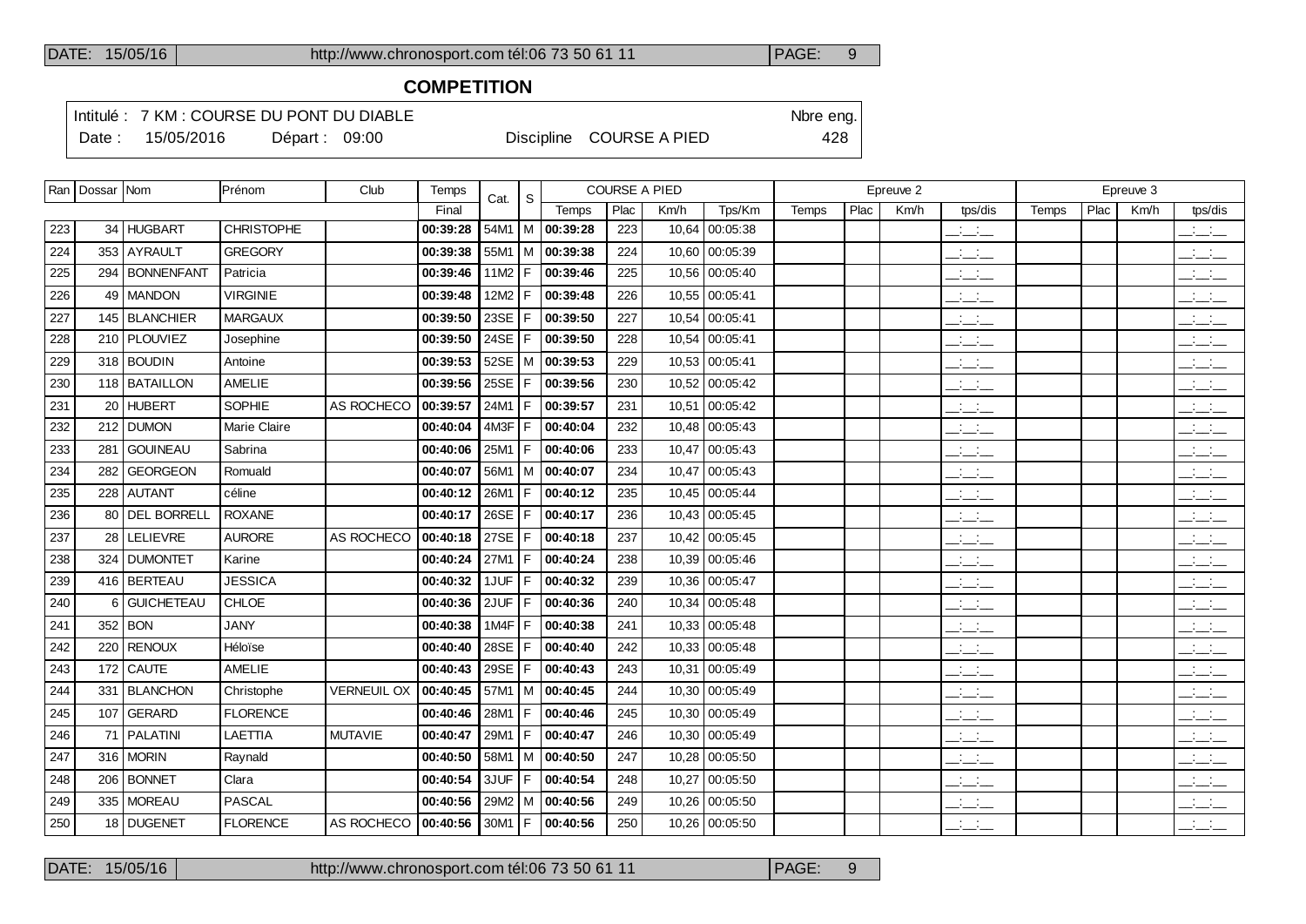## COMPETITION

Intitulé : 7 KM : COURSE DU PONT DU DIABLE — Nbre eng. 428

Date : 15/05/2016 — Départ : 09:00 — Discipline COURSE A PIED

| Ran | Dossar | Nom | Prénom | Club | Temps | Cat. | S | COURSE A PIED | | | | Epreuve 2 | | | | Epreuve 3 | | | |
|---|---|---|---|---|---|---|---|---|---|---|---|---|---|---|---|---|---|---|---|
| | | | | | Final | | | Temps | Plac | Km/h | Tps/Km | Temps | Plac | Km/h | tps/dis | Temps | Plac | Km/h | tps/dis |
| 223 | 34 | HUGBART | CHRISTOPHE | | 00:39:28 | 54M1 | M | 00:39:28 | 223 | 10,64 | 00:05:38 | | | | __:__:__ | | | | __:__:__ |
| 224 | 353 | AYRAULT | GREGORY | | 00:39:38 | 55M1 | M | 00:39:38 | 224 | 10,60 | 00:05:39 | | | | __:__:__ | | | | __:__:__ |
| 225 | 294 | BONNENFANT | Patricia | | 00:39:46 | 11M2 | F | 00:39:46 | 225 | 10,56 | 00:05:40 | | | | __:__:__ | | | | __:__:__ |
| 226 | 49 | MANDON | VIRGINIE | | 00:39:48 | 12M2 | F | 00:39:48 | 226 | 10,55 | 00:05:41 | | | | __:__:__ | | | | __:__:__ |
| 227 | 145 | BLANCHIER | MARGAUX | | 00:39:50 | 23SE | F | 00:39:50 | 227 | 10,54 | 00:05:41 | | | | __:__:__ | | | | __:__:__ |
| 228 | 210 | PLOUVIEZ | Josephine | | 00:39:50 | 24SE | F | 00:39:50 | 228 | 10,54 | 00:05:41 | | | | __:__:__ | | | | __:__:__ |
| 229 | 318 | BOUDIN | Antoine | | 00:39:53 | 52SE | M | 00:39:53 | 229 | 10,53 | 00:05:41 | | | | __:__:__ | | | | __:__:__ |
| 230 | 118 | BATAILLON | AMELIE | | 00:39:56 | 25SE | F | 00:39:56 | 230 | 10,52 | 00:05:42 | | | | __:__:__ | | | | __:__:__ |
| 231 | 20 | HUBERT | SOPHIE | AS ROCHECO | 00:39:57 | 24M1 | F | 00:39:57 | 231 | 10,51 | 00:05:42 | | | | __:__:__ | | | | __:__:__ |
| 232 | 212 | DUMON | Marie Claire | | 00:40:04 | 4M3F | F | 00:40:04 | 232 | 10,48 | 00:05:43 | | | | __:__:__ | | | | __:__:__ |
| 233 | 281 | GOUINEAU | Sabrina | | 00:40:06 | 25M1 | F | 00:40:06 | 233 | 10,47 | 00:05:43 | | | | __:__:__ | | | | __:__:__ |
| 234 | 282 | GEORGEON | Romuald | | 00:40:07 | 56M1 | M | 00:40:07 | 234 | 10,47 | 00:05:43 | | | | __:__:__ | | | | __:__:__ |
| 235 | 228 | AUTANT | céline | | 00:40:12 | 26M1 | F | 00:40:12 | 235 | 10,45 | 00:05:44 | | | | __:__:__ | | | | __:__:__ |
| 236 | 80 | DEL BORRELL | ROXANE | | 00:40:17 | 26SE | F | 00:40:17 | 236 | 10,43 | 00:05:45 | | | | __:__:__ | | | | __:__:__ |
| 237 | 28 | LELIEVRE | AURORE | AS ROCHECO | 00:40:18 | 27SE | F | 00:40:18 | 237 | 10,42 | 00:05:45 | | | | __:__:__ | | | | __:__:__ |
| 238 | 324 | DUMONTET | Karine | | 00:40:24 | 27M1 | F | 00:40:24 | 238 | 10,39 | 00:05:46 | | | | __:__:__ | | | | __:__:__ |
| 239 | 416 | BERTEAU | JESSICA | | 00:40:32 | 1JUF | F | 00:40:32 | 239 | 10,36 | 00:05:47 | | | | __:__:__ | | | | __:__:__ |
| 240 | 6 | GUICHETEAU | CHLOE | | 00:40:36 | 2JUF | F | 00:40:36 | 240 | 10,34 | 00:05:48 | | | | __:__:__ | | | | __:__:__ |
| 241 | 352 | BON | JANY | | 00:40:38 | 1M4F | F | 00:40:38 | 241 | 10,33 | 00:05:48 | | | | __:__:__ | | | | __:__:__ |
| 242 | 220 | RENOUX | Héloïse | | 00:40:40 | 28SE | F | 00:40:40 | 242 | 10,33 | 00:05:48 | | | | __:__:__ | | | | __:__:__ |
| 243 | 172 | CAUTE | AMELIE | | 00:40:43 | 29SE | F | 00:40:43 | 243 | 10,31 | 00:05:49 | | | | __:__:__ | | | | __:__:__ |
| 244 | 331 | BLANCHON | Christophe | VERNEUIL OX | 00:40:45 | 57M1 | M | 00:40:45 | 244 | 10,30 | 00:05:49 | | | | __:__:__ | | | | __:__:__ |
| 245 | 107 | GERARD | FLORENCE | | 00:40:46 | 28M1 | F | 00:40:46 | 245 | 10,30 | 00:05:49 | | | | __:__:__ | | | | __:__:__ |
| 246 | 71 | PALATINI | LAETTIA | MUTAVIE | 00:40:47 | 29M1 | F | 00:40:47 | 246 | 10,30 | 00:05:49 | | | | __:__:__ | | | | __:__:__ |
| 247 | 316 | MORIN | Raynald | | 00:40:50 | 58M1 | M | 00:40:50 | 247 | 10,28 | 00:05:50 | | | | __:__:__ | | | | __:__:__ |
| 248 | 206 | BONNET | Clara | | 00:40:54 | 3JUF | F | 00:40:54 | 248 | 10,27 | 00:05:50 | | | | __:__:__ | | | | __:__:__ |
| 249 | 335 | MOREAU | PASCAL | | 00:40:56 | 29M2 | M | 00:40:56 | 249 | 10,26 | 00:05:50 | | | | __:__:__ | | | | __:__:__ |
| 250 | 18 | DUGENET | FLORENCE | AS ROCHECO | 00:40:56 | 30M1 | F | 00:40:56 | 250 | 10,26 | 00:05:50 | | | | __:__:__ | | | | __:__:__ |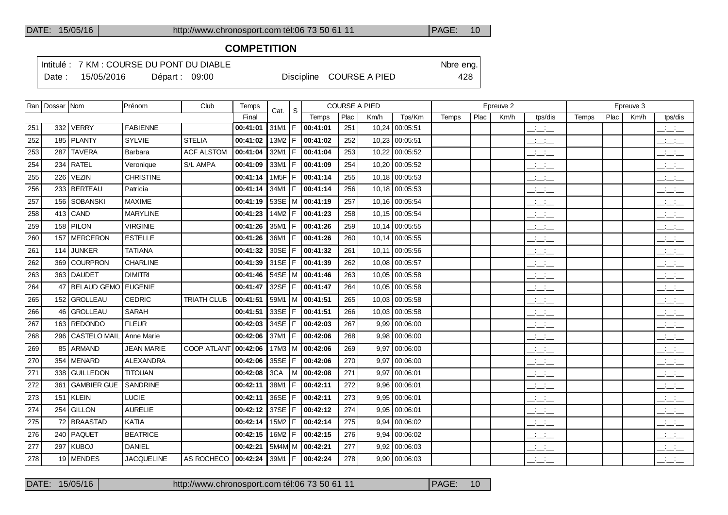# COMPETITION

Intitulé : 7 KM : COURSE DU PONT DU DIABLE — Nbre eng. 428

Date : 15/05/2016 — Départ : 09:00 — Discipline COURSE A PIED

| Ran | Dossar | Nom | Prénom | Club | Temps | Cat. | S | COURSE A PIED | | | | Epreuve 2 | | | | Epreuve 3 | | | |
|---|---|---|---|---|---|---|---|---|---|---|---|---|---|---|---|---|---|---|---|
| | | | | | Final | | | Temps | Plac | Km/h | Tps/Km | Temps | Plac | Km/h | tps/dis | Temps | Plac | Km/h | tps/dis |
| 251 | 332 | VERRY | FABIENNE | | 00:41:01 | 31M1 | F | 00:41:01 | 251 | 10,24 | 00:05:51 | | | | __:__:__ | | | | __:__:__ |
| 252 | 185 | PLANTY | SYLVIE | STELIA | 00:41:02 | 13M2 | F | 00:41:02 | 252 | 10,23 | 00:05:51 | | | | __:__:__ | | | | __:__:__ |
| 253 | 287 | TAVERA | Barbara | ACF ALSTOM | 00:41:04 | 32M1 | F | 00:41:04 | 253 | 10,22 | 00:05:52 | | | | __:__:__ | | | | __:__:__ |
| 254 | 234 | RATEL | Veronique | S/L AMPA | 00:41:09 | 33M1 | F | 00:41:09 | 254 | 10,20 | 00:05:52 | | | | __:__:__ | | | | __:__:__ |
| 255 | 226 | VEZIN | CHRISTINE | | 00:41:14 | 1M5F | F | 00:41:14 | 255 | 10,18 | 00:05:53 | | | | __:__:__ | | | | __:__:__ |
| 256 | 233 | BERTEAU | Patricia | | 00:41:14 | 34M1 | F | 00:41:14 | 256 | 10,18 | 00:05:53 | | | | __:__:__ | | | | __:__:__ |
| 257 | 156 | SOBANSKI | MAXIME | | 00:41:19 | 53SE | M | 00:41:19 | 257 | 10,16 | 00:05:54 | | | | __:__:__ | | | | __:__:__ |
| 258 | 413 | CAND | MARYLINE | | 00:41:23 | 14M2 | F | 00:41:23 | 258 | 10,15 | 00:05:54 | | | | __:__:__ | | | | __:__:__ |
| 259 | 158 | PILON | VIRGINIE | | 00:41:26 | 35M1 | F | 00:41:26 | 259 | 10,14 | 00:05:55 | | | | __:__:__ | | | | __:__:__ |
| 260 | 157 | MERCERON | ESTELLE | | 00:41:26 | 36M1 | F | 00:41:26 | 260 | 10,14 | 00:05:55 | | | | __:__:__ | | | | __:__:__ |
| 261 | 114 | JUNKER | TATIANA | | 00:41:32 | 30SE | F | 00:41:32 | 261 | 10,11 | 00:05:56 | | | | __:__:__ | | | | __:__:__ |
| 262 | 369 | COURPRON | CHARLINE | | 00:41:39 | 31SE | F | 00:41:39 | 262 | 10,08 | 00:05:57 | | | | __:__:__ | | | | __:__:__ |
| 263 | 363 | DAUDET | DIMITRI | | 00:41:46 | 54SE | M | 00:41:46 | 263 | 10,05 | 00:05:58 | | | | __:__:__ | | | | __:__:__ |
| 264 | 47 | BELAUD GEMO | EUGENIE | | 00:41:47 | 32SE | F | 00:41:47 | 264 | 10,05 | 00:05:58 | | | | __:__:__ | | | | __:__:__ |
| 265 | 152 | GROLLEAU | CEDRIC | TRIATH CLUB | 00:41:51 | 59M1 | M | 00:41:51 | 265 | 10,03 | 00:05:58 | | | | __:__:__ | | | | __:__:__ |
| 266 | 46 | GROLLEAU | SARAH | | 00:41:51 | 33SE | F | 00:41:51 | 266 | 10,03 | 00:05:58 | | | | __:__:__ | | | | __:__:__ |
| 267 | 163 | REDONDO | FLEUR | | 00:42:03 | 34SE | F | 00:42:03 | 267 | 9,99 | 00:06:00 | | | | __:__:__ | | | | __:__:__ |
| 268 | 296 | CASTELO MAIL | Anne Marie | | 00:42:06 | 37M1 | F | 00:42:06 | 268 | 9,98 | 00:06:00 | | | | __:__:__ | | | | __:__:__ |
| 269 | 85 | ARMAND | JEAN MARIE | COOP ATLANT | 00:42:06 | 17M3 | M | 00:42:06 | 269 | 9,97 | 00:06:00 | | | | __:__:__ | | | | __:__:__ |
| 270 | 354 | MENARD | ALEXANDRA | | 00:42:06 | 35SE | F | 00:42:06 | 270 | 9,97 | 00:06:00 | | | | __:__:__ | | | | __:__:__ |
| 271 | 338 | GUILLEDON | TITOUAN | | 00:42:08 | 3CA | M | 00:42:08 | 271 | 9,97 | 00:06:01 | | | | __:__:__ | | | | __:__:__ |
| 272 | 361 | GAMBIER GUE | SANDRINE | | 00:42:11 | 38M1 | F | 00:42:11 | 272 | 9,96 | 00:06:01 | | | | __:__:__ | | | | __:__:__ |
| 273 | 151 | KLEIN | LUCIE | | 00:42:11 | 36SE | F | 00:42:11 | 273 | 9,95 | 00:06:01 | | | | __:__:__ | | | | __:__:__ |
| 274 | 254 | GILLON | AURELIE | | 00:42:12 | 37SE | F | 00:42:12 | 274 | 9,95 | 00:06:01 | | | | __:__:__ | | | | __:__:__ |
| 275 | 72 | BRAASTAD | KATIA | | 00:42:14 | 15M2 | F | 00:42:14 | 275 | 9,94 | 00:06:02 | | | | __:__:__ | | | | __:__:__ |
| 276 | 240 | PAQUET | BEATRICE | | 00:42:15 | 16M2 | F | 00:42:15 | 276 | 9,94 | 00:06:02 | | | | __:__:__ | | | | __:__:__ |
| 277 | 297 | KUBOJ | DANIEL | | 00:42:21 | 5M4M | M | 00:42:21 | 277 | 9,92 | 00:06:03 | | | | __:__:__ | | | | __:__:__ |
| 278 | 19 | MENDES | JACQUELINE | AS ROCHECO | 00:42:24 | 39M1 | F | 00:42:24 | 278 | 9,90 | 00:06:03 | | | | __:__:__ | | | | __:__:__ |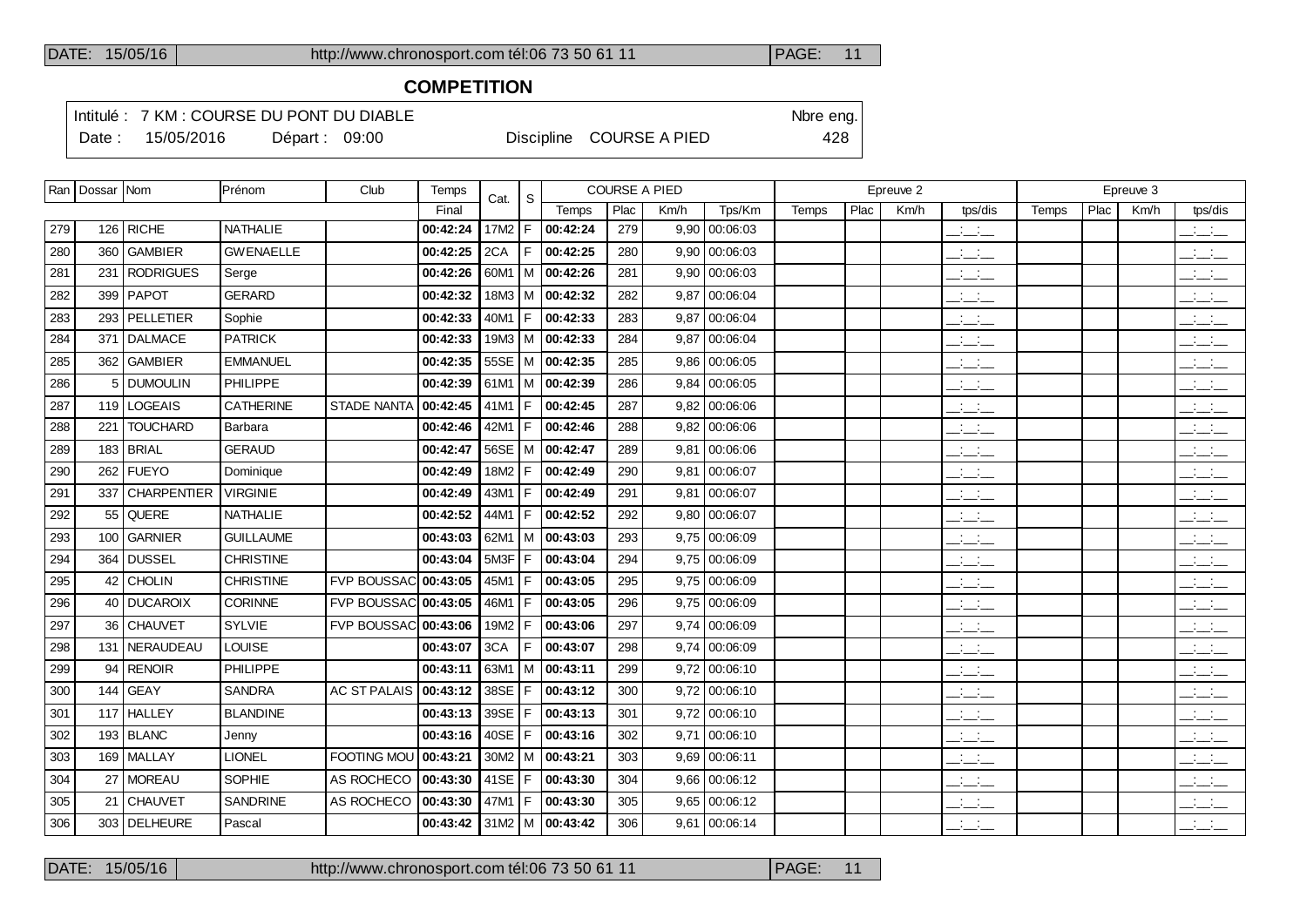## COMPETITION

Intitulé : 7 KM : COURSE DU PONT DU DIABLE — Nbre eng.

Date : 15/05/2016 — Départ : 09:00 — Discipline COURSE A PIED — 428

| Ran | Dossar | Nom | Prénom | Club | Temps | Cat. | S | COURSE A PIED | | | | Epreuve 2 | | | | Epreuve 3 | | | |
|---|---|---|---|---|---|---|---|---|---|---|---|---|---|---|---|---|---|---|---|
| | | | | | Final | | | Temps | Plac | Km/h | Tps/Km | Temps | Plac | Km/h | tps/dis | Temps | Plac | Km/h | tps/dis |
| 279 | 126 | RICHE | NATHALIE | | **00:42:24** | 17M2 | F | **00:42:24** | 279 | 9,90 | 00:06:03 | | | | __:__:__ | | | | __:__:__ |
| 280 | 360 | GAMBIER | GWENAELLE | | **00:42:25** | 2CA | F | **00:42:25** | 280 | 9,90 | 00:06:03 | | | | __:__:__ | | | | __:__:__ |
| 281 | 231 | RODRIGUES | Serge | | **00:42:26** | 60M1 | M | **00:42:26** | 281 | 9,90 | 00:06:03 | | | | __:__:__ | | | | __:__:__ |
| 282 | 399 | PAPOT | GERARD | | **00:42:32** | 18M3 | M | **00:42:32** | 282 | 9,87 | 00:06:04 | | | | __:__:__ | | | | __:__:__ |
| 283 | 293 | PELLETIER | Sophie | | **00:42:33** | 40M1 | F | **00:42:33** | 283 | 9,87 | 00:06:04 | | | | __:__:__ | | | | __:__:__ |
| 284 | 371 | DALMACE | PATRICK | | **00:42:33** | 19M3 | M | **00:42:33** | 284 | 9,87 | 00:06:04 | | | | __:__:__ | | | | __:__:__ |
| 285 | 362 | GAMBIER | EMMANUEL | | **00:42:35** | 55SE | M | **00:42:35** | 285 | 9,86 | 00:06:05 | | | | __:__:__ | | | | __:__:__ |
| 286 | 5 | DUMOULIN | PHILIPPE | | **00:42:39** | 61M1 | M | **00:42:39** | 286 | 9,84 | 00:06:05 | | | | __:__:__ | | | | __:__:__ |
| 287 | 119 | LOGEAIS | CATHERINE | STADE NANTA | **00:42:45** | 41M1 | F | **00:42:45** | 287 | 9,82 | 00:06:06 | | | | __:__:__ | | | | __:__:__ |
| 288 | 221 | TOUCHARD | Barbara | | **00:42:46** | 42M1 | F | **00:42:46** | 288 | 9,82 | 00:06:06 | | | | __:__:__ | | | | __:__:__ |
| 289 | 183 | BRIAL | GERAUD | | **00:42:47** | 56SE | M | **00:42:47** | 289 | 9,81 | 00:06:06 | | | | __:__:__ | | | | __:__:__ |
| 290 | 262 | FUEYO | Dominique | | **00:42:49** | 18M2 | F | **00:42:49** | 290 | 9,81 | 00:06:07 | | | | __:__:__ | | | | __:__:__ |
| 291 | 337 | CHARPENTIER | VIRGINIE | | **00:42:49** | 43M1 | F | **00:42:49** | 291 | 9,81 | 00:06:07 | | | | __:__:__ | | | | __:__:__ |
| 292 | 55 | QUERE | NATHALIE | | **00:42:52** | 44M1 | F | **00:42:52** | 292 | 9,80 | 00:06:07 | | | | __:__:__ | | | | __:__:__ |
| 293 | 100 | GARNIER | GUILLAUME | | **00:43:03** | 62M1 | M | **00:43:03** | 293 | 9,75 | 00:06:09 | | | | __:__:__ | | | | __:__:__ |
| 294 | 364 | DUSSEL | CHRISTINE | | **00:43:04** | 5M3F | F | **00:43:04** | 294 | 9,75 | 00:06:09 | | | | __:__:__ | | | | __:__:__ |
| 295 | 42 | CHOLIN | CHRISTINE | FVP BOUSSAC | **00:43:05** | 45M1 | F | **00:43:05** | 295 | 9,75 | 00:06:09 | | | | __:__:__ | | | | __:__:__ |
| 296 | 40 | DUCAROIX | CORINNE | FVP BOUSSAC | **00:43:05** | 46M1 | F | **00:43:05** | 296 | 9,75 | 00:06:09 | | | | __:__:__ | | | | __:__:__ |
| 297 | 36 | CHAUVET | SYLVIE | FVP BOUSSAC | **00:43:06** | 19M2 | F | **00:43:06** | 297 | 9,74 | 00:06:09 | | | | __:__:__ | | | | __:__:__ |
| 298 | 131 | NERAUDEAU | LOUISE | | **00:43:07** | 3CA | F | **00:43:07** | 298 | 9,74 | 00:06:09 | | | | __:__:__ | | | | __:__:__ |
| 299 | 94 | RENOIR | PHILIPPE | | **00:43:11** | 63M1 | M | **00:43:11** | 299 | 9,72 | 00:06:10 | | | | __:__:__ | | | | __:__:__ |
| 300 | 144 | GEAY | SANDRA | AC ST PALAIS | **00:43:12** | 38SE | F | **00:43:12** | 300 | 9,72 | 00:06:10 | | | | __:__:__ | | | | __:__:__ |
| 301 | 117 | HALLEY | BLANDINE | | **00:43:13** | 39SE | F | **00:43:13** | 301 | 9,72 | 00:06:10 | | | | __:__:__ | | | | __:__:__ |
| 302 | 193 | BLANC | Jenny | | **00:43:16** | 40SE | F | **00:43:16** | 302 | 9,71 | 00:06:10 | | | | __:__:__ | | | | __:__:__ |
| 303 | 169 | MALLAY | LIONEL | FOOTING MOU | **00:43:21** | 30M2 | M | **00:43:21** | 303 | 9,69 | 00:06:11 | | | | __:__:__ | | | | __:__:__ |
| 304 | 27 | MOREAU | SOPHIE | AS ROCHECO | **00:43:30** | 41SE | F | **00:43:30** | 304 | 9,66 | 00:06:12 | | | | __:__:__ | | | | __:__:__ |
| 305 | 21 | CHAUVET | SANDRINE | AS ROCHECO | **00:43:30** | 47M1 | F | **00:43:30** | 305 | 9,65 | 00:06:12 | | | | __:__:__ | | | | __:__:__ |
| 306 | 303 | DELHEURE | Pascal | | **00:43:42** | 31M2 | M | **00:43:42** | 306 | 9,61 | 00:06:14 | | | | __:__:__ | | | | __:__:__ |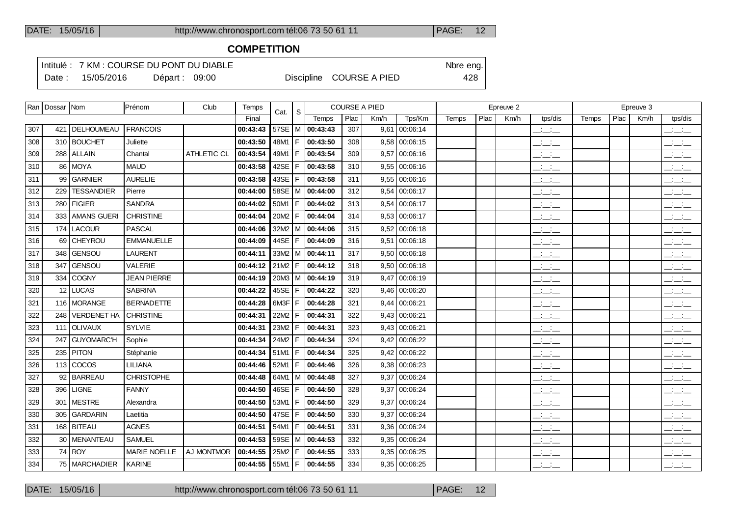**COMPETITION**

Intitulé : 7 KM : COURSE DU PONT DU DIABLE — Nbre eng.

Date : 15/05/2016 — Départ : 09:00 — Discipline COURSE A PIED — 428

| Ran | Dossar | Nom | Prénom | Club | Temps | Cat. | S | COURSE A PIED | | | | Epreuve 2 | | | | Epreuve 3 | | | |
|---|---|---|---|---|---|---|---|---|---|---|---|---|---|---|---|---|---|---|---|
| | | | | | Final | | | Temps | Plac | Km/h | Tps/Km | Temps | Plac | Km/h | tps/dis | Temps | Plac | Km/h | tps/dis |
| 307 | 421 | DELHOUMEAU | FRANCOIS | | **00:43:43** | 57SE | M | **00:43:43** | 307 | 9,61 | 00:06:14 | | | | __:__:__ | | | | __:__:__ |
| 308 | 310 | BOUCHET | Juliette | | **00:43:50** | 48M1 | F | **00:43:50** | 308 | 9,58 | 00:06:15 | | | | __:__:__ | | | | __:__:__ |
| 309 | 288 | ALLAIN | Chantal | ATHLETIC CL | **00:43:54** | 49M1 | F | **00:43:54** | 309 | 9,57 | 00:06:16 | | | | __:__:__ | | | | __:__:__ |
| 310 | 86 | MOYA | MAUD | | **00:43:58** | 42SE | F | **00:43:58** | 310 | 9,55 | 00:06:16 | | | | __:__:__ | | | | __:__:__ |
| 311 | 99 | GARNIER | AURELIE | | **00:43:58** | 43SE | F | **00:43:58** | 311 | 9,55 | 00:06:16 | | | | __:__:__ | | | | __:__:__ |
| 312 | 229 | TESSANDIER | Pierre | | **00:44:00** | 58SE | M | **00:44:00** | 312 | 9,54 | 00:06:17 | | | | __:__:__ | | | | __:__:__ |
| 313 | 280 | FIGIER | SANDRA | | **00:44:02** | 50M1 | F | **00:44:02** | 313 | 9,54 | 00:06:17 | | | | __:__:__ | | | | __:__:__ |
| 314 | 333 | AMANS GUERI | CHRISTINE | | **00:44:04** | 20M2 | F | **00:44:04** | 314 | 9,53 | 00:06:17 | | | | __:__:__ | | | | __:__:__ |
| 315 | 174 | LACOUR | PASCAL | | **00:44:06** | 32M2 | M | **00:44:06** | 315 | 9,52 | 00:06:18 | | | | __:__:__ | | | | __:__:__ |
| 316 | 69 | CHEYROU | EMMANUELLE | | **00:44:09** | 44SE | F | **00:44:09** | 316 | 9,51 | 00:06:18 | | | | __:__:__ | | | | __:__:__ |
| 317 | 348 | GENSOU | LAURENT | | **00:44:11** | 33M2 | M | **00:44:11** | 317 | 9,50 | 00:06:18 | | | | __:__:__ | | | | __:__:__ |
| 318 | 347 | GENSOU | VALERIE | | **00:44:12** | 21M2 | F | **00:44:12** | 318 | 9,50 | 00:06:18 | | | | __:__:__ | | | | __:__:__ |
| 319 | 334 | COGNY | JEAN PIERRE | | **00:44:19** | 20M3 | M | **00:44:19** | 319 | 9,47 | 00:06:19 | | | | __:__:__ | | | | __:__:__ |
| 320 | 12 | LUCAS | SABRINA | | **00:44:22** | 45SE | F | **00:44:22** | 320 | 9,46 | 00:06:20 | | | | __:__:__ | | | | __:__:__ |
| 321 | 116 | MORANGE | BERNADETTE | | **00:44:28** | 6M3F | F | **00:44:28** | 321 | 9,44 | 00:06:21 | | | | __:__:__ | | | | __:__:__ |
| 322 | 248 | VERDENET HA | CHRISTINE | | **00:44:31** | 22M2 | F | **00:44:31** | 322 | 9,43 | 00:06:21 | | | | __:__:__ | | | | __:__:__ |
| 323 | 111 | OLIVAUX | SYLVIE | | **00:44:31** | 23M2 | F | **00:44:31** | 323 | 9,43 | 00:06:21 | | | | __:__:__ | | | | __:__:__ |
| 324 | 247 | GUYOMARC'H | Sophie | | **00:44:34** | 24M2 | F | **00:44:34** | 324 | 9,42 | 00:06:22 | | | | __:__:__ | | | | __:__:__ |
| 325 | 235 | PITON | Stéphanie | | **00:44:34** | 51M1 | F | **00:44:34** | 325 | 9,42 | 00:06:22 | | | | __:__:__ | | | | __:__:__ |
| 326 | 113 | COCOS | LILIANA | | **00:44:46** | 52M1 | F | **00:44:46** | 326 | 9,38 | 00:06:23 | | | | __:__:__ | | | | __:__:__ |
| 327 | 92 | BARREAU | CHRISTOPHE | | **00:44:48** | 64M1 | M | **00:44:48** | 327 | 9,37 | 00:06:24 | | | | __:__:__ | | | | __:__:__ |
| 328 | 396 | LIGNE | FANNY | | **00:44:50** | 46SE | F | **00:44:50** | 328 | 9,37 | 00:06:24 | | | | __:__:__ | | | | __:__:__ |
| 329 | 301 | MESTRE | Alexandra | | **00:44:50** | 53M1 | F | **00:44:50** | 329 | 9,37 | 00:06:24 | | | | __:__:__ | | | | __:__:__ |
| 330 | 305 | GARDARIN | Laetitia | | **00:44:50** | 47SE | F | **00:44:50** | 330 | 9,37 | 00:06:24 | | | | __:__:__ | | | | __:__:__ |
| 331 | 168 | BITEAU | AGNES | | **00:44:51** | 54M1 | F | **00:44:51** | 331 | 9,36 | 00:06:24 | | | | __:__:__ | | | | __:__:__ |
| 332 | 30 | MENANTEAU | SAMUEL | | **00:44:53** | 59SE | M | **00:44:53** | 332 | 9,35 | 00:06:24 | | | | __:__:__ | | | | __:__:__ |
| 333 | 74 | ROY | MARIE NOELLE | AJ MONTMOR | **00:44:55** | 25M2 | F | **00:44:55** | 333 | 9,35 | 00:06:25 | | | | __:__:__ | | | | __:__:__ |
| 334 | 75 | MARCHADIER | KARINE | | **00:44:55** | 55M1 | F | **00:44:55** | 334 | 9,35 | 00:06:25 | | | | __:__:__ | | | | __:__:__ |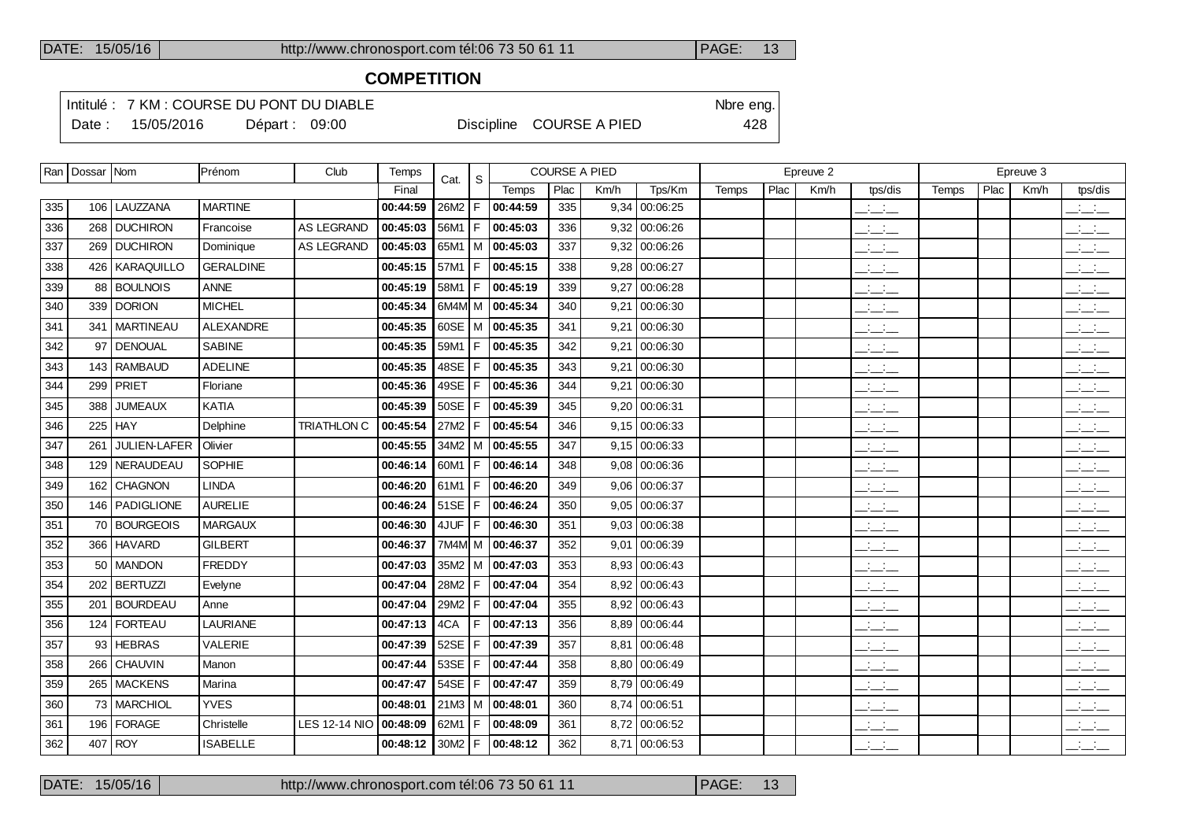# COMPETITION

Intitulé : 7 KM : COURSE DU PONT DU DIABLE  Nbre eng.
Date : 15/05/2016  Départ : 09:00  Discipline COURSE A PIED  428

| Ran | Dossar | Nom | Prénom | Club | Temps | Cat. | S | COURSE A PIED | | | | Epreuve 2 | | | | Epreuve 3 | | | |
|---|---|---|---|---|---|---|---|---|---|---|---|---|---|---|---|---|---|---|---|
| | | | | | Final | | | Temps | Plac | Km/h | Tps/Km | Temps | Plac | Km/h | tps/dis | Temps | Plac | Km/h | tps/dis |
| 335 | 106 | LAUZZANA | MARTINE | | 00:44:59 | 26M2 | F | 00:44:59 | 335 | 9,34 | 00:06:25 | | | | __:__:__ | | | | __:__:__ |
| 336 | 268 | DUCHIRON | Francoise | AS LEGRAND | 00:45:03 | 56M1 | F | 00:45:03 | 336 | 9,32 | 00:06:26 | | | | __:__:__ | | | | __:__:__ |
| 337 | 269 | DUCHIRON | Dominique | AS LEGRAND | 00:45:03 | 65M1 | M | 00:45:03 | 337 | 9,32 | 00:06:26 | | | | __:__:__ | | | | __:__:__ |
| 338 | 426 | KARAQUILLO | GERALDINE | | 00:45:15 | 57M1 | F | 00:45:15 | 338 | 9,28 | 00:06:27 | | | | __:__:__ | | | | __:__:__ |
| 339 | 88 | BOULNOIS | ANNE | | 00:45:19 | 58M1 | F | 00:45:19 | 339 | 9,27 | 00:06:28 | | | | __:__:__ | | | | __:__:__ |
| 340 | 339 | DORION | MICHEL | | 00:45:34 | 6M4M | M | 00:45:34 | 340 | 9,21 | 00:06:30 | | | | __:__:__ | | | | __:__:__ |
| 341 | 341 | MARTINEAU | ALEXANDRE | | 00:45:35 | 60SE | M | 00:45:35 | 341 | 9,21 | 00:06:30 | | | | __:__:__ | | | | __:__:__ |
| 342 | 97 | DENOUAL | SABINE | | 00:45:35 | 59M1 | F | 00:45:35 | 342 | 9,21 | 00:06:30 | | | | __:__:__ | | | | __:__:__ |
| 343 | 143 | RAMBAUD | ADELINE | | 00:45:35 | 48SE | F | 00:45:35 | 343 | 9,21 | 00:06:30 | | | | __:__:__ | | | | __:__:__ |
| 344 | 299 | PRIET | Floriane | | 00:45:36 | 49SE | F | 00:45:36 | 344 | 9,21 | 00:06:30 | | | | __:__:__ | | | | __:__:__ |
| 345 | 388 | JUMEAUX | KATIA | | 00:45:39 | 50SE | F | 00:45:39 | 345 | 9,20 | 00:06:31 | | | | __:__:__ | | | | __:__:__ |
| 346 | 225 | HAY | Delphine | TRIATHLON C | 00:45:54 | 27M2 | F | 00:45:54 | 346 | 9,15 | 00:06:33 | | | | __:__:__ | | | | __:__:__ |
| 347 | 261 | JULIEN-LAFER | Olivier | | 00:45:55 | 34M2 | M | 00:45:55 | 347 | 9,15 | 00:06:33 | | | | __:__:__ | | | | __:__:__ |
| 348 | 129 | NERAUDEAU | SOPHIE | | 00:46:14 | 60M1 | F | 00:46:14 | 348 | 9,08 | 00:06:36 | | | | __:__:__ | | | | __:__:__ |
| 349 | 162 | CHAGNON | LINDA | | 00:46:20 | 61M1 | F | 00:46:20 | 349 | 9,06 | 00:06:37 | | | | __:__:__ | | | | __:__:__ |
| 350 | 146 | PADIGLIONE | AURELIE | | 00:46:24 | 51SE | F | 00:46:24 | 350 | 9,05 | 00:06:37 | | | | __:__:__ | | | | __:__:__ |
| 351 | 70 | BOURGEOIS | MARGAUX | | 00:46:30 | 4JUF | F | 00:46:30 | 351 | 9,03 | 00:06:38 | | | | __:__:__ | | | | __:__:__ |
| 352 | 366 | HAVARD | GILBERT | | 00:46:37 | 7M4M | M | 00:46:37 | 352 | 9,01 | 00:06:39 | | | | __:__:__ | | | | __:__:__ |
| 353 | 50 | MANDON | FREDDY | | 00:47:03 | 35M2 | M | 00:47:03 | 353 | 8,93 | 00:06:43 | | | | __:__:__ | | | | __:__:__ |
| 354 | 202 | BERTUZZI | Evelyne | | 00:47:04 | 28M2 | F | 00:47:04 | 354 | 8,92 | 00:06:43 | | | | __:__:__ | | | | __:__:__ |
| 355 | 201 | BOURDEAU | Anne | | 00:47:04 | 29M2 | F | 00:47:04 | 355 | 8,92 | 00:06:43 | | | | __:__:__ | | | | __:__:__ |
| 356 | 124 | FORTEAU | LAURIANE | | 00:47:13 | 4CA | F | 00:47:13 | 356 | 8,89 | 00:06:44 | | | | __:__:__ | | | | __:__:__ |
| 357 | 93 | HEBRAS | VALERIE | | 00:47:39 | 52SE | F | 00:47:39 | 357 | 8,81 | 00:06:48 | | | | __:__:__ | | | | __:__:__ |
| 358 | 266 | CHAUVIN | Manon | | 00:47:44 | 53SE | F | 00:47:44 | 358 | 8,80 | 00:06:49 | | | | __:__:__ | | | | __:__:__ |
| 359 | 265 | MACKENS | Marina | | 00:47:47 | 54SE | F | 00:47:47 | 359 | 8,79 | 00:06:49 | | | | __:__:__ | | | | __:__:__ |
| 360 | 73 | MARCHIOL | YVES | | 00:48:01 | 21M3 | M | 00:48:01 | 360 | 8,74 | 00:06:51 | | | | __:__:__ | | | | __:__:__ |
| 361 | 196 | FORAGE | Christelle | LES 12-14 NIO | 00:48:09 | 62M1 | F | 00:48:09 | 361 | 8,72 | 00:06:52 | | | | __:__:__ | | | | __:__:__ |
| 362 | 407 | ROY | ISABELLE | | 00:48:12 | 30M2 | F | 00:48:12 | 362 | 8,71 | 00:06:53 | | | | __:__:__ | | | | __:__:__ |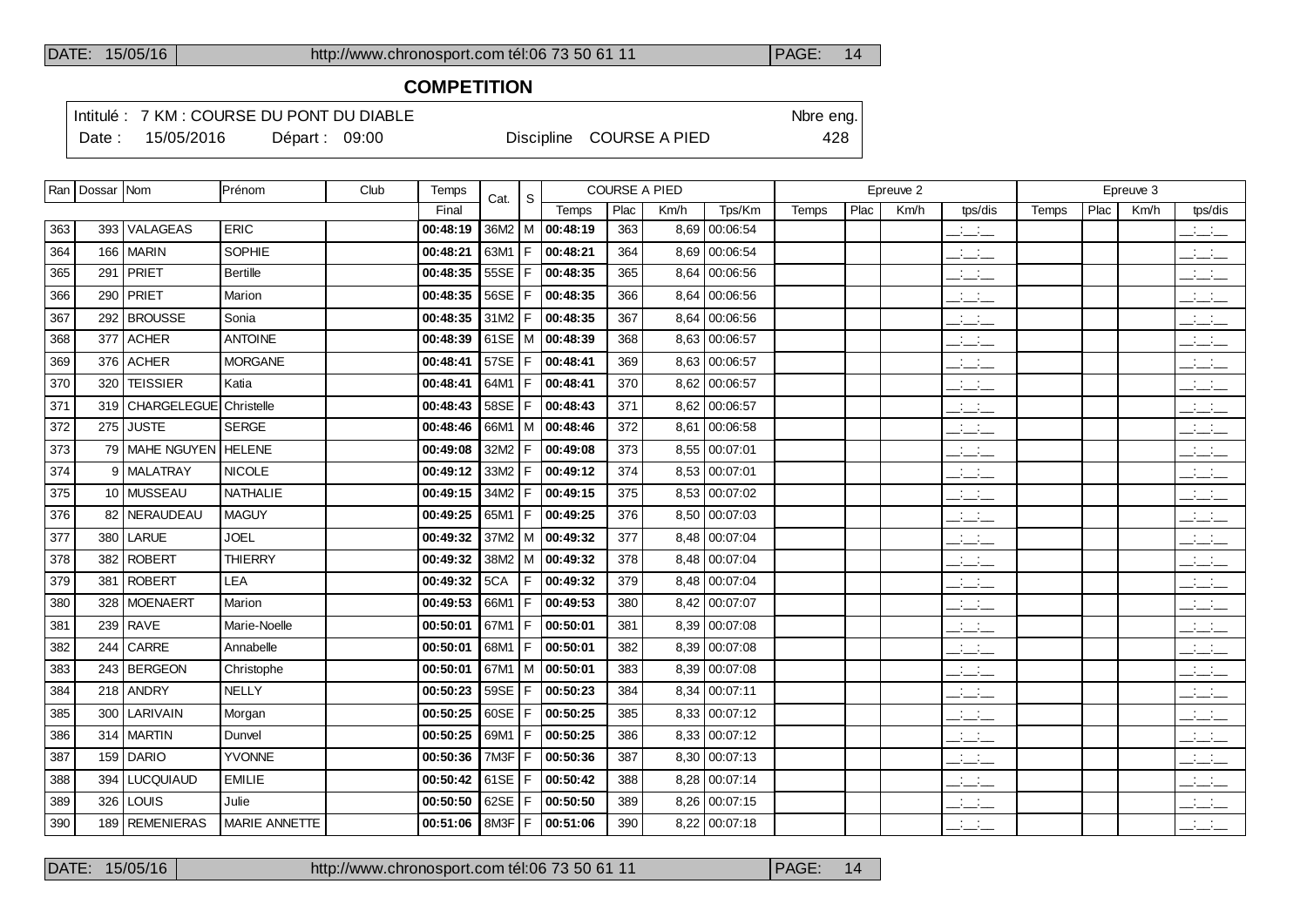## COMPETITION

Intitulé : 7 KM : COURSE DU PONT DU DIABLE

Date : 15/05/2016 Départ : 09:00 Discipline COURSE A PIED

Nbre eng. 428

| Ran | Dossar | Nom | Prénom | Club | Temps | Cat. | S | COURSE A PIED | | | | Epreuve 2 | | | | Epreuve 3 | | | |
|---|---|---|---|---|---|---|---|---|---|---|---|---|---|---|---|---|---|---|---|
| | | | | | Final | | | Temps | Plac | Km/h | Tps/Km | Temps | Plac | Km/h | tps/dis | Temps | Plac | Km/h | tps/dis |
| 363 | 393 | VALAGEAS | ERIC | | 00:48:19 | 36M2 | M | 00:48:19 | 363 | 8,69 | 00:06:54 | | | | __:__:__ | | | | __:__:__ |
| 364 | 166 | MARIN | SOPHIE | | 00:48:21 | 63M1 | F | 00:48:21 | 364 | 8,69 | 00:06:54 | | | | __:__:__ | | | | __:__:__ |
| 365 | 291 | PRIET | Bertille | | 00:48:35 | 55SE | F | 00:48:35 | 365 | 8,64 | 00:06:56 | | | | __:__:__ | | | | __:__:__ |
| 366 | 290 | PRIET | Marion | | 00:48:35 | 56SE | F | 00:48:35 | 366 | 8,64 | 00:06:56 | | | | __:__:__ | | | | __:__:__ |
| 367 | 292 | BROUSSE | Sonia | | 00:48:35 | 31M2 | F | 00:48:35 | 367 | 8,64 | 00:06:56 | | | | __:__:__ | | | | __:__:__ |
| 368 | 377 | ACHER | ANTOINE | | 00:48:39 | 61SE | M | 00:48:39 | 368 | 8,63 | 00:06:57 | | | | __:__:__ | | | | __:__:__ |
| 369 | 376 | ACHER | MORGANE | | 00:48:41 | 57SE | F | 00:48:41 | 369 | 8,63 | 00:06:57 | | | | __:__:__ | | | | __:__:__ |
| 370 | 320 | TEISSIER | Katia | | 00:48:41 | 64M1 | F | 00:48:41 | 370 | 8,62 | 00:06:57 | | | | __:__:__ | | | | __:__:__ |
| 371 | 319 | CHARGELEGUE | Christelle | | 00:48:43 | 58SE | F | 00:48:43 | 371 | 8,62 | 00:06:57 | | | | __:__:__ | | | | __:__:__ |
| 372 | 275 | JUSTE | SERGE | | 00:48:46 | 66M1 | M | 00:48:46 | 372 | 8,61 | 00:06:58 | | | | __:__:__ | | | | __:__:__ |
| 373 | 79 | MAHE NGUYEN | HELENE | | 00:49:08 | 32M2 | F | 00:49:08 | 373 | 8,55 | 00:07:01 | | | | __:__:__ | | | | __:__:__ |
| 374 | 9 | MALATRAY | NICOLE | | 00:49:12 | 33M2 | F | 00:49:12 | 374 | 8,53 | 00:07:01 | | | | __:__:__ | | | | __:__:__ |
| 375 | 10 | MUSSEAU | NATHALIE | | 00:49:15 | 34M2 | F | 00:49:15 | 375 | 8,53 | 00:07:02 | | | | __:__:__ | | | | __:__:__ |
| 376 | 82 | NERAUDEAU | MAGUY | | 00:49:25 | 65M1 | F | 00:49:25 | 376 | 8,50 | 00:07:03 | | | | __:__:__ | | | | __:__:__ |
| 377 | 380 | LARUE | JOEL | | 00:49:32 | 37M2 | M | 00:49:32 | 377 | 8,48 | 00:07:04 | | | | __:__:__ | | | | __:__:__ |
| 378 | 382 | ROBERT | THIERRY | | 00:49:32 | 38M2 | M | 00:49:32 | 378 | 8,48 | 00:07:04 | | | | __:__:__ | | | | __:__:__ |
| 379 | 381 | ROBERT | LEA | | 00:49:32 | 5CA | F | 00:49:32 | 379 | 8,48 | 00:07:04 | | | | __:__:__ | | | | __:__:__ |
| 380 | 328 | MOENAERT | Marion | | 00:49:53 | 66M1 | F | 00:49:53 | 380 | 8,42 | 00:07:07 | | | | __:__:__ | | | | __:__:__ |
| 381 | 239 | RAVE | Marie-Noelle | | 00:50:01 | 67M1 | F | 00:50:01 | 381 | 8,39 | 00:07:08 | | | | __:__:__ | | | | __:__:__ |
| 382 | 244 | CARRE | Annabelle | | 00:50:01 | 68M1 | F | 00:50:01 | 382 | 8,39 | 00:07:08 | | | | __:__:__ | | | | __:__:__ |
| 383 | 243 | BERGEON | Christophe | | 00:50:01 | 67M1 | M | 00:50:01 | 383 | 8,39 | 00:07:08 | | | | __:__:__ | | | | __:__:__ |
| 384 | 218 | ANDRY | NELLY | | 00:50:23 | 59SE | F | 00:50:23 | 384 | 8,34 | 00:07:11 | | | | __:__:__ | | | | __:__:__ |
| 385 | 300 | LARIVAIN | Morgan | | 00:50:25 | 60SE | F | 00:50:25 | 385 | 8,33 | 00:07:12 | | | | __:__:__ | | | | __:__:__ |
| 386 | 314 | MARTIN | Dunvel | | 00:50:25 | 69M1 | F | 00:50:25 | 386 | 8,33 | 00:07:12 | | | | __:__:__ | | | | __:__:__ |
| 387 | 159 | DARIO | YVONNE | | 00:50:36 | 7M3F | F | 00:50:36 | 387 | 8,30 | 00:07:13 | | | | __:__:__ | | | | __:__:__ |
| 388 | 394 | LUCQUIAUD | EMILIE | | 00:50:42 | 61SE | F | 00:50:42 | 388 | 8,28 | 00:07:14 | | | | __:__:__ | | | | __:__:__ |
| 389 | 326 | LOUIS | Julie | | 00:50:50 | 62SE | F | 00:50:50 | 389 | 8,26 | 00:07:15 | | | | __:__:__ | | | | __:__:__ |
| 390 | 189 | REMENIERAS | MARIE ANNETTE | | 00:51:06 | 8M3F | F | 00:51:06 | 390 | 8,22 | 00:07:18 | | | | __:__:__ | | | | __:__:__ |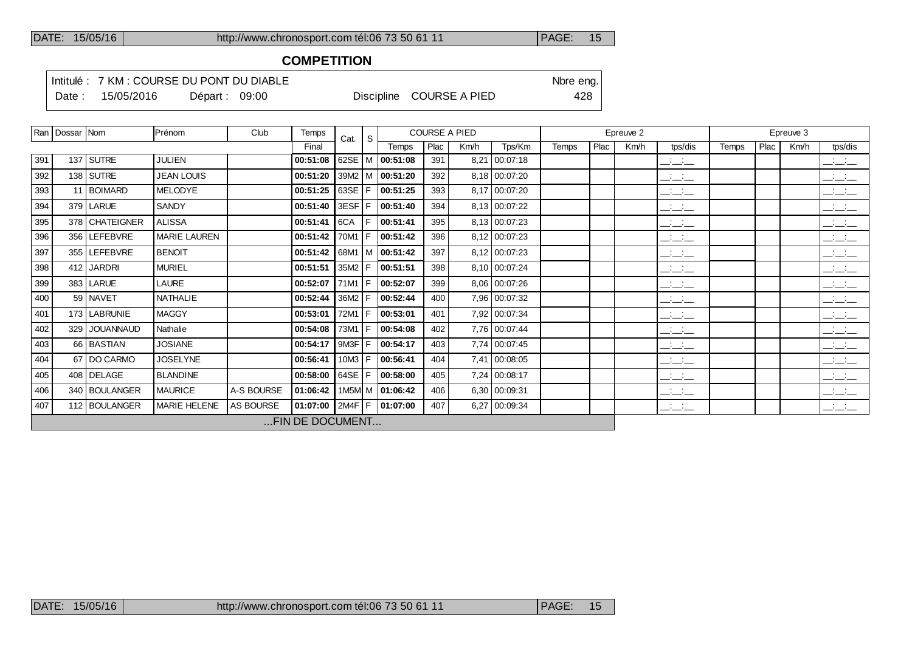## COMPETITION

Intitulé : 7 KM : COURSE DU PONT DU DIABLE — Nbre eng.

Date : 15/05/2016 — Départ : 09:00 — Discipline COURSE A PIED — 428

| Ran | Dossar | Nom | Prénom | Club | Temps | Cat. | S | COURSE A PIED | | | | Epreuve 2 | | | | Epreuve 3 | | | |
|---|---|---|---|---|---|---|---|---|---|---|---|---|---|---|---|---|---|---|---|
| | | | | | Final | | | Temps | Plac | Km/h | Tps/Km | Temps | Plac | Km/h | tps/dis | Temps | Plac | Km/h | tps/dis |
| 391 | 137 | SUTRE | JULIEN | | 00:51:08 | 62SE | M | 00:51:08 | 391 | 8,21 | 00:07:18 | | | | __:__:__ | | | | __:__:__ |
| 392 | 138 | SUTRE | JEAN LOUIS | | 00:51:20 | 39M2 | M | 00:51:20 | 392 | 8,18 | 00:07:20 | | | | __:__:__ | | | | __:__:__ |
| 393 | 11 | BOIMARD | MELODYE | | 00:51:25 | 63SE | F | 00:51:25 | 393 | 8,17 | 00:07:20 | | | | __:__:__ | | | | __:__:__ |
| 394 | 379 | LARUE | SANDY | | 00:51:40 | 3ESF | F | 00:51:40 | 394 | 8,13 | 00:07:22 | | | | __:__:__ | | | | __:__:__ |
| 395 | 378 | CHATEIGNER | ALISSA | | 00:51:41 | 6CA | F | 00:51:41 | 395 | 8,13 | 00:07:23 | | | | __:__:__ | | | | __:__:__ |
| 396 | 356 | LEFEBVRE | MARIE LAUREN | | 00:51:42 | 70M1 | F | 00:51:42 | 396 | 8,12 | 00:07:23 | | | | __:__:__ | | | | __:__:__ |
| 397 | 355 | LEFEBVRE | BENOIT | | 00:51:42 | 68M1 | M | 00:51:42 | 397 | 8,12 | 00:07:23 | | | | __:__:__ | | | | __:__:__ |
| 398 | 412 | JARDRI | MURIEL | | 00:51:51 | 35M2 | F | 00:51:51 | 398 | 8,10 | 00:07:24 | | | | __:__:__ | | | | __:__:__ |
| 399 | 383 | LARUE | LAURE | | 00:52:07 | 71M1 | F | 00:52:07 | 399 | 8,06 | 00:07:26 | | | | __:__:__ | | | | __:__:__ |
| 400 | 59 | NAVET | NATHALIE | | 00:52:44 | 36M2 | F | 00:52:44 | 400 | 7,96 | 00:07:32 | | | | __:__:__ | | | | __:__:__ |
| 401 | 173 | LABRUNIE | MAGGY | | 00:53:01 | 72M1 | F | 00:53:01 | 401 | 7,92 | 00:07:34 | | | | __:__:__ | | | | __:__:__ |
| 402 | 329 | JOUANNAUD | Nathalie | | 00:54:08 | 73M1 | F | 00:54:08 | 402 | 7,76 | 00:07:44 | | | | __:__:__ | | | | __:__:__ |
| 403 | 66 | BASTIAN | JOSIANE | | 00:54:17 | 9M3F | F | 00:54:17 | 403 | 7,74 | 00:07:45 | | | | __:__:__ | | | | __:__:__ |
| 404 | 67 | DO CARMO | JOSELYNE | | 00:56:41 | 10M3 | F | 00:56:41 | 404 | 7,41 | 00:08:05 | | | | __:__:__ | | | | __:__:__ |
| 405 | 408 | DELAGE | BLANDINE | | 00:58:00 | 64SE | F | 00:58:00 | 405 | 7,24 | 00:08:17 | | | | __:__:__ | | | | __:__:__ |
| 406 | 340 | BOULANGER | MAURICE | A-S BOURSE | 01:06:42 | 1M5M | M | 01:06:42 | 406 | 6,30 | 00:09:31 | | | | __:__:__ | | | | __:__:__ |
| 407 | 112 | BOULANGER | MARIE HELENE | AS BOURSE | 01:07:00 | 2M4F | F | 01:07:00 | 407 | 6,27 | 00:09:34 | | | | __:__:__ | | | | __:__:__ |

...FIN DE DOCUMENT...